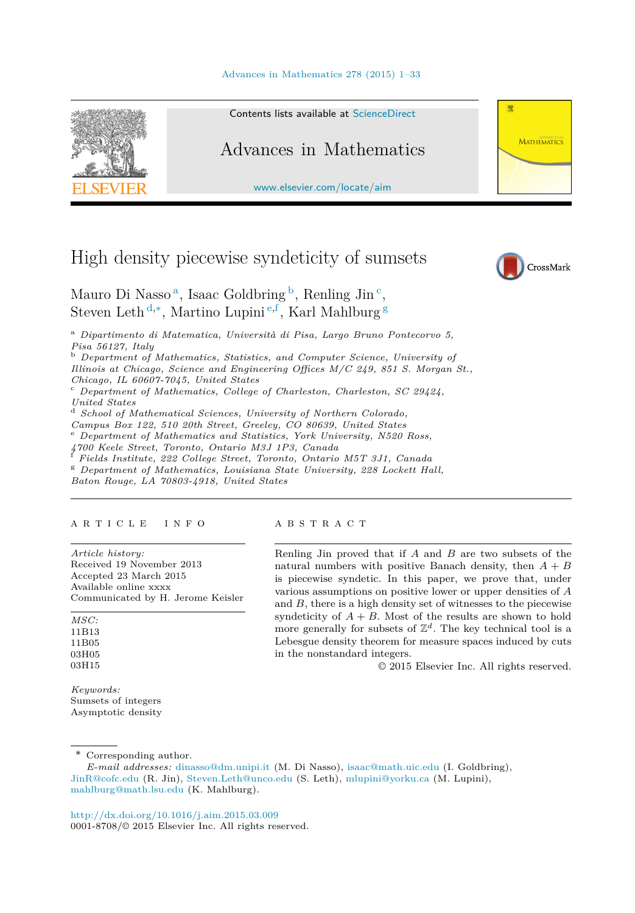Contents lists available at ScienceDirect

# Advances in Mathematics

www.elsevier.com/locate/aim

# High density piecewise syndeticity of sumsets

Mauro Di Nasso [a], Isaac Goldbring [b], Renling Jin [c], Steven Leth [d,*], Martino Lupini [e,f], Karl Mahlburg [g]

[a] Dipartimento di Matematica, Università di Pisa, Largo Bruno Pontecorvo 5, Pisa 56127, Italy

[b] Department of Mathematics, Statistics, and Computer Science, University of Illinois at Chicago, Science and Engineering Offices M/C 249, 851 S. Morgan St., Chicago, IL 60607-7045, United States

[c] Department of Mathematics, College of Charleston, Charleston, SC 29424, United States

[d] School of Mathematical Sciences, University of Northern Colorado, Campus Box 122, 510 20th Street, Greeley, CO 80639, United States

[e] Department of Mathematics and Statistics, York University, N520 Ross, 4700 Keele Street, Toronto, Ontario M3J 1P3, Canada

[f] Fields Institute, 222 College Street, Toronto, Ontario M5T 3J1, Canada

[g] Department of Mathematics, Louisiana State University, 228 Lockett Hall, Baton Rouge, LA 70803-4918, United States

---

A R T I C L E &nbsp; I N F O

*Article history:*
Received 19 November 2013
Accepted 23 March 2015
Available online xxxx
Communicated by H. Jerome Keisler

*MSC:*
11B13
11B05
03H05
03H15

*Keywords:*
Sumsets of integers
Asymptotic density

A B S T R A C T

Renling Jin proved that if $A$ and $B$ are two subsets of the natural numbers with positive Banach density, then $A + B$ is piecewise syndetic. In this paper, we prove that, under various assumptions on positive lower or upper densities of $A$ and $B$, there is a high density set of witnesses to the piecewise syndeticity of $A + B$. Most of the results are shown to hold more generally for subsets of $\mathbb{Z}^d$. The key technical tool is a Lebesgue density theorem for measure spaces induced by cuts in the nonstandard integers.

© 2015 Elsevier Inc. All rights reserved.

---

\* Corresponding author.
*E-mail addresses:* dinasso@dm.unipi.it (M. Di Nasso), isaac@math.uic.edu (I. Goldbring), JinR@cofc.edu (R. Jin), Steven.Leth@unco.edu (S. Leth), mlupini@yorku.ca (M. Lupini), mahlburg@math.lsu.edu (K. Mahlburg).

http://dx.doi.org/10.1016/j.aim.2015.03.009
0001-8708/© 2015 Elsevier Inc. All rights reserved.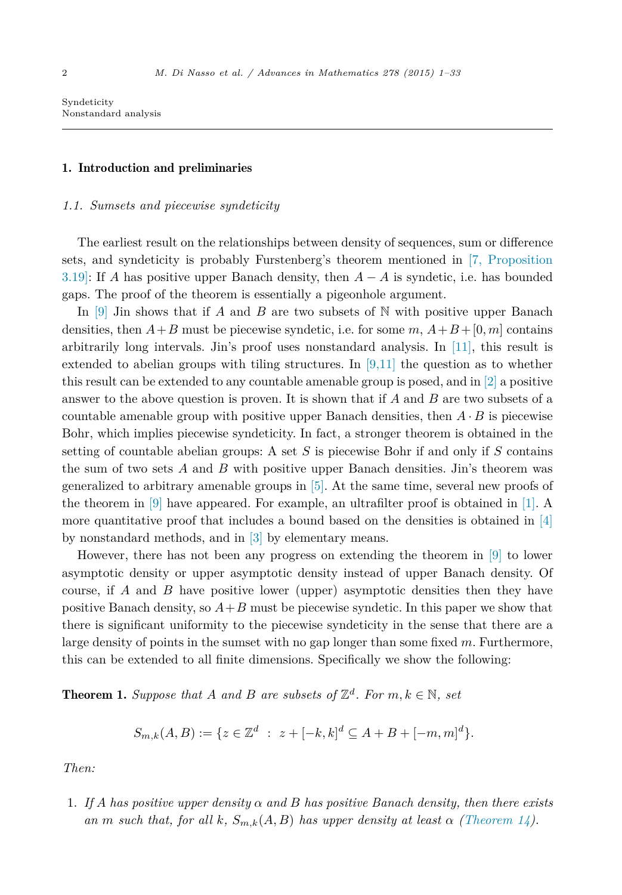Syndeticity
Nonstandard analysis

## 1. Introduction and preliminaries

### 1.1. Sumsets and piecewise syndeticity

The earliest result on the relationships between density of sequences, sum or difference sets, and syndeticity is probably Furstenberg's theorem mentioned in [7, Proposition 3.19]: If $A$ has positive upper Banach density, then $A - A$ is syndetic, i.e. has bounded gaps. The proof of the theorem is essentially a pigeonhole argument.

In [9] Jin shows that if $A$ and $B$ are two subsets of $\mathbb{N}$ with positive upper Banach densities, then $A+B$ must be piecewise syndetic, i.e. for some $m$, $A+B+[0,m]$ contains arbitrarily long intervals. Jin's proof uses nonstandard analysis. In [11], this result is extended to abelian groups with tiling structures. In [9,11] the question as to whether this result can be extended to any countable amenable group is posed, and in [2] a positive answer to the above question is proven. It is shown that if $A$ and $B$ are two subsets of a countable amenable group with positive upper Banach densities, then $A \cdot B$ is piecewise Bohr, which implies piecewise syndeticity. In fact, a stronger theorem is obtained in the setting of countable abelian groups: A set $S$ is piecewise Bohr if and only if $S$ contains the sum of two sets $A$ and $B$ with positive upper Banach densities. Jin's theorem was generalized to arbitrary amenable groups in [5]. At the same time, several new proofs of the theorem in [9] have appeared. For example, an ultrafilter proof is obtained in [1]. A more quantitative proof that includes a bound based on the densities is obtained in [4] by nonstandard methods, and in [3] by elementary means.

However, there has not been any progress on extending the theorem in [9] to lower asymptotic density or upper asymptotic density instead of upper Banach density. Of course, if $A$ and $B$ have positive lower (upper) asymptotic densities then they have positive Banach density, so $A+B$ must be piecewise syndetic. In this paper we show that there is significant uniformity to the piecewise syndeticity in the sense that there are a large density of points in the sumset with no gap longer than some fixed $m$. Furthermore, this can be extended to all finite dimensions. Specifically we show the following:

**Theorem 1.** *Suppose that $A$ and $B$ are subsets of $\mathbb{Z}^d$. For $m, k \in \mathbb{N}$, set*

$$S_{m,k}(A,B) := \{z \in \mathbb{Z}^d \;:\; z + [-k,k]^d \subseteq A + B + [-m,m]^d\}.$$

*Then:*

1. *If $A$ has positive upper density $\alpha$ and $B$ has positive Banach density, then there exists an $m$ such that, for all $k$, $S_{m,k}(A,B)$ has upper density at least $\alpha$ (Theorem 14).*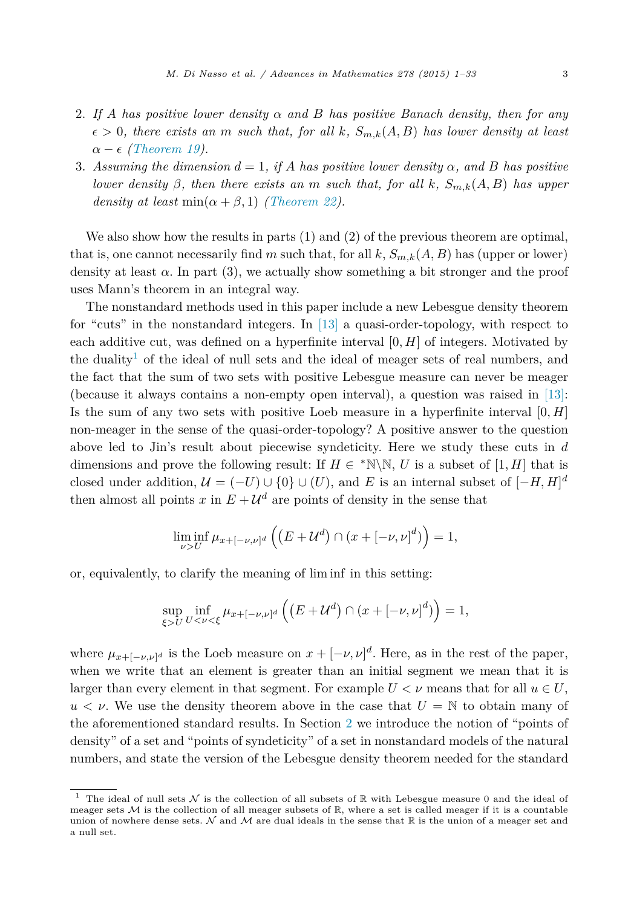2. *If $A$ has positive lower density $\alpha$ and $B$ has positive Banach density, then for any $\epsilon > 0$, there exists an $m$ such that, for all $k$, $S_{m,k}(A, B)$ has lower density at least $\alpha - \epsilon$ (Theorem 19).*
3. *Assuming the dimension $d = 1$, if $A$ has positive lower density $\alpha$, and $B$ has positive lower density $\beta$, then there exists an $m$ such that, for all $k$, $S_{m,k}(A, B)$ has upper density at least* $\min(\alpha + \beta, 1)$ *(Theorem 22).*

We also show how the results in parts (1) and (2) of the previous theorem are optimal, that is, one cannot necessarily find $m$ such that, for all $k$, $S_{m,k}(A, B)$ has (upper or lower) density at least $\alpha$. In part (3), we actually show something a bit stronger and the proof uses Mann's theorem in an integral way.

The nonstandard methods used in this paper include a new Lebesgue density theorem for "cuts" in the nonstandard integers. In [13] a quasi-order-topology, with respect to each additive cut, was defined on a hyperfinite interval $[0, H]$ of integers. Motivated by the duality[1] of the ideal of null sets and the ideal of meager sets of real numbers, and the fact that the sum of two sets with positive Lebesgue measure can never be meager (because it always contains a non-empty open interval), a question was raised in [13]: Is the sum of any two sets with positive Loeb measure in a hyperfinite interval $[0, H]$ non-meager in the sense of the quasi-order-topology? A positive answer to the question above led to Jin's result about piecewise syndeticity. Here we study these cuts in $d$ dimensions and prove the following result: If $H \in {}^*\mathbb{N} \backslash \mathbb{N}$, $U$ is a subset of $[1, H]$ that is closed under addition, $\mathcal{U} = (-U) \cup \{0\} \cup (U)$, and $E$ is an internal subset of $[-H, H]^d$ then almost all points $x$ in $E + \mathcal{U}^d$ are points of density in the sense that

$$\liminf_{\nu > U} \mu_{x+[-\nu,\nu]^d} \left( \left(E + \mathcal{U}^d\right) \cap (x + [-\nu, \nu]^d) \right) = 1,$$

or, equivalently, to clarify the meaning of lim inf in this setting:

$$\sup_{\xi > U} \inf_{U < \nu < \xi} \mu_{x+[-\nu,\nu]^d} \left( \left(E + \mathcal{U}^d\right) \cap (x + [-\nu, \nu]^d) \right) = 1,$$

where $\mu_{x+[-\nu,\nu]^d}$ is the Loeb measure on $x + [-\nu, \nu]^d$. Here, as in the rest of the paper, when we write that an element is greater than an initial segment we mean that it is larger than every element in that segment. For example $U < \nu$ means that for all $u \in U$, $u < \nu$. We use the density theorem above in the case that $U = \mathbb{N}$ to obtain many of the aforementioned standard results. In Section 2 we introduce the notion of "points of density" of a set and "points of syndeticity" of a set in nonstandard models of the natural numbers, and state the version of the Lebesgue density theorem needed for the standard

[1] The ideal of null sets $\mathcal{N}$ is the collection of all subsets of $\mathbb{R}$ with Lebesgue measure 0 and the ideal of meager sets $\mathcal{M}$ is the collection of all meager subsets of $\mathbb{R}$, where a set is called meager if it is a countable union of nowhere dense sets. $\mathcal{N}$ and $\mathcal{M}$ are dual ideals in the sense that $\mathbb{R}$ is the union of a meager set and a null set.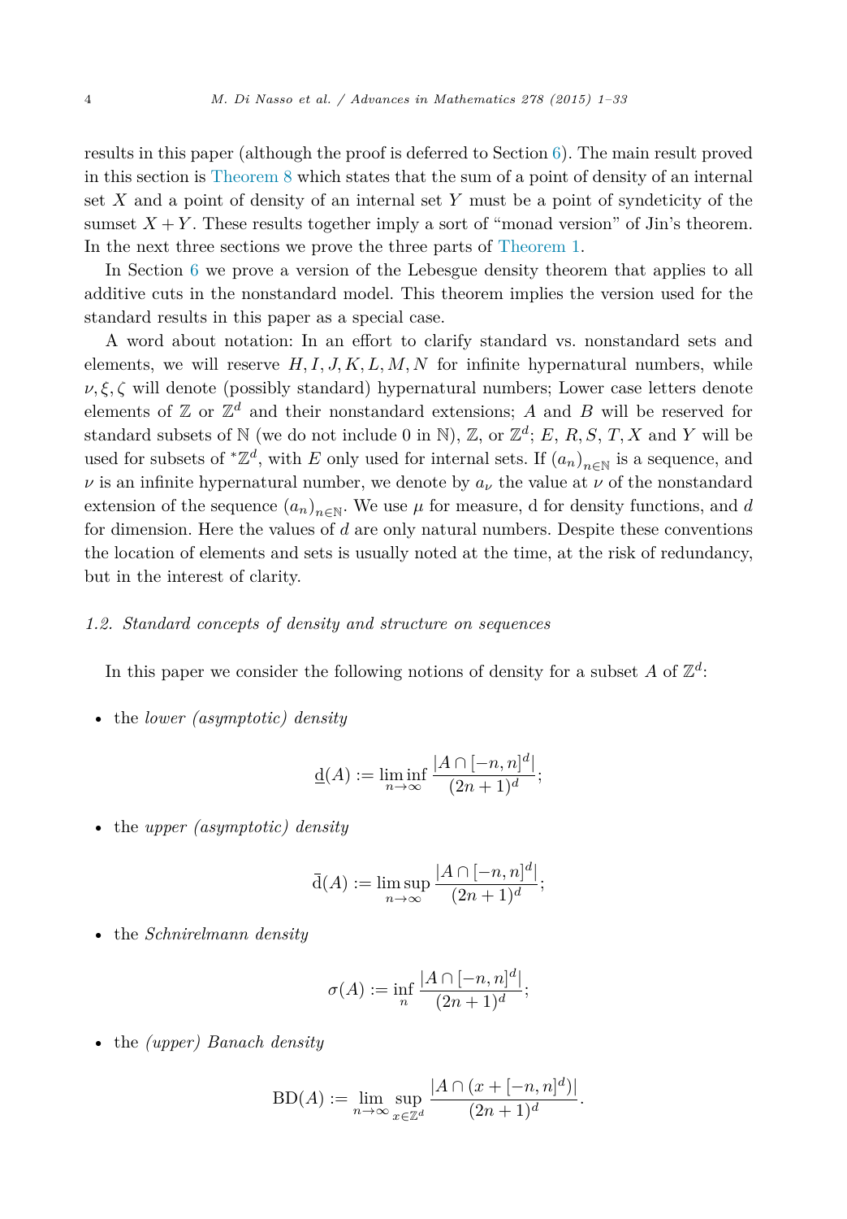results in this paper (although the proof is deferred to Section 6). The main result proved in this section is Theorem 8 which states that the sum of a point of density of an internal set $X$ and a point of density of an internal set $Y$ must be a point of syndeticity of the sumset $X + Y$. These results together imply a sort of "monad version" of Jin's theorem. In the next three sections we prove the three parts of Theorem 1.

In Section 6 we prove a version of the Lebesgue density theorem that applies to all additive cuts in the nonstandard model. This theorem implies the version used for the standard results in this paper as a special case.

A word about notation: In an effort to clarify standard vs. nonstandard sets and elements, we will reserve $H, I, J, K, L, M, N$ for infinite hypernatural numbers, while $\nu, \xi, \zeta$ will denote (possibly standard) hypernatural numbers; Lower case letters denote elements of $\mathbb{Z}$ or $\mathbb{Z}^d$ and their nonstandard extensions; $A$ and $B$ will be reserved for standard subsets of $\mathbb{N}$ (we do not include 0 in $\mathbb{N}$), $\mathbb{Z}$, or $\mathbb{Z}^d$; $E$, $R, S$, $T, X$ and $Y$ will be used for subsets of ${}^*\mathbb{Z}^d$, with $E$ only used for internal sets. If $(a_n)_{n\in\mathbb{N}}$ is a sequence, and $\nu$ is an infinite hypernatural number, we denote by $a_\nu$ the value at $\nu$ of the nonstandard extension of the sequence $(a_n)_{n\in\mathbb{N}}$. We use $\mu$ for measure, d for density functions, and $d$ for dimension. Here the values of $d$ are only natural numbers. Despite these conventions the location of elements and sets is usually noted at the time, at the risk of redundancy, but in the interest of clarity.

### *1.2. Standard concepts of density and structure on sequences*

In this paper we consider the following notions of density for a subset $A$ of $\mathbb{Z}^d$:

- the *lower (asymptotic) density*

$$\underline{\mathrm{d}}(A) := \liminf_{n\to\infty} \frac{|A \cap [-n,n]^d|}{(2n+1)^d};$$

- the *upper (asymptotic) density*

$$\bar{\mathrm{d}}(A) := \limsup_{n\to\infty} \frac{|A \cap [-n,n]^d|}{(2n+1)^d};$$

- the *Schnirelmann density*

$$\sigma(A) := \inf_{n} \frac{|A \cap [-n,n]^d|}{(2n+1)^d};$$

- the *(upper) Banach density*

$$\mathrm{BD}(A) := \lim_{n\to\infty} \sup_{x\in\mathbb{Z}^d} \frac{|A \cap (x + [-n,n]^d)|}{(2n+1)^d}.$$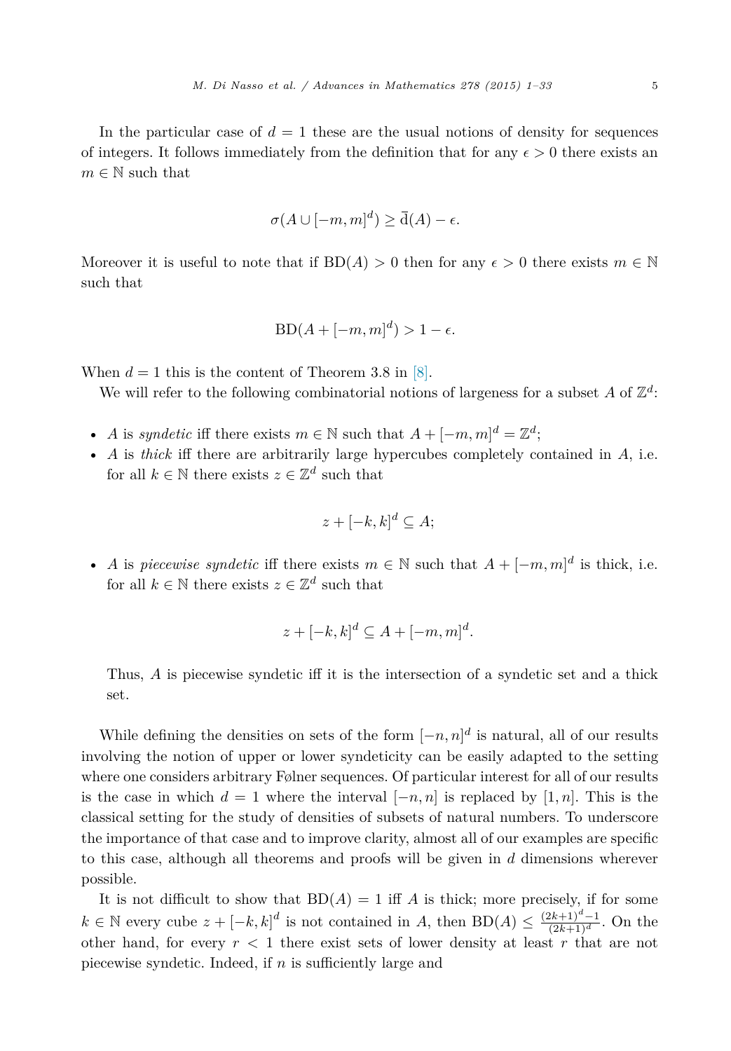In the particular case of $d = 1$ these are the usual notions of density for sequences of integers. It follows immediately from the definition that for any $\epsilon > 0$ there exists an $m \in \mathbb{N}$ such that

$$\sigma(A \cup [-m, m]^d) \geq \bar{\mathrm{d}}(A) - \epsilon.$$

Moreover it is useful to note that if $\mathrm{BD}(A) > 0$ then for any $\epsilon > 0$ there exists $m \in \mathbb{N}$ such that

$$\mathrm{BD}(A + [-m, m]^d) > 1 - \epsilon.$$

When $d = 1$ this is the content of Theorem 3.8 in [8].

We will refer to the following combinatorial notions of largeness for a subset $A$ of $\mathbb{Z}^d$:

- $A$ is *syndetic* iff there exists $m \in \mathbb{N}$ such that $A + [-m, m]^d = \mathbb{Z}^d$;
- $A$ is *thick* iff there are arbitrarily large hypercubes completely contained in $A$, i.e. for all $k \in \mathbb{N}$ there exists $z \in \mathbb{Z}^d$ such that

$$z + [-k, k]^d \subseteq A;$$

- $A$ is *piecewise syndetic* iff there exists $m \in \mathbb{N}$ such that $A + [-m, m]^d$ is thick, i.e. for all $k \in \mathbb{N}$ there exists $z \in \mathbb{Z}^d$ such that

$$z + [-k, k]^d \subseteq A + [-m, m]^d.$$

  Thus, $A$ is piecewise syndetic iff it is the intersection of a syndetic set and a thick set.

While defining the densities on sets of the form $[-n, n]^d$ is natural, all of our results involving the notion of upper or lower syndeticity can be easily adapted to the setting where one considers arbitrary Følner sequences. Of particular interest for all of our results is the case in which $d = 1$ where the interval $[-n, n]$ is replaced by $[1, n]$. This is the classical setting for the study of densities of subsets of natural numbers. To underscore the importance of that case and to improve clarity, almost all of our examples are specific to this case, although all theorems and proofs will be given in $d$ dimensions wherever possible.

It is not difficult to show that $\mathrm{BD}(A) = 1$ iff $A$ is thick; more precisely, if for some $k \in \mathbb{N}$ every cube $z + [-k, k]^d$ is not contained in $A$, then $\mathrm{BD}(A) \leq \frac{(2k+1)^d - 1}{(2k+1)^d}$. On the other hand, for every $r < 1$ there exist sets of lower density at least $r$ that are not piecewise syndetic. Indeed, if $n$ is sufficiently large and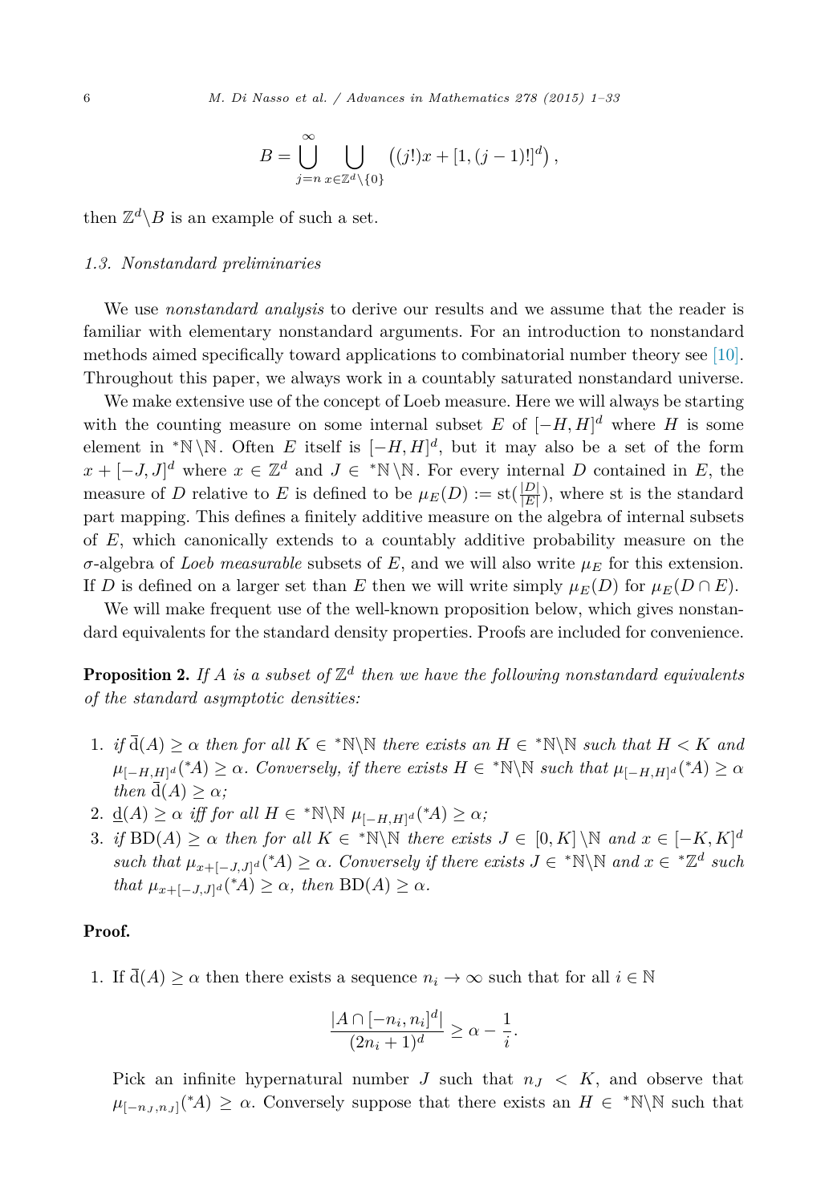$$B = \bigcup_{j=n}^{\infty} \bigcup_{x \in \mathbb{Z}^d \setminus \{0\}} \left( (j!)x + [1, (j-1)!]^d \right),$$

then $\mathbb{Z}^d \setminus B$ is an example of such a set.

### *1.3. Nonstandard preliminaries*

We use *nonstandard analysis* to derive our results and we assume that the reader is familiar with elementary nonstandard arguments. For an introduction to nonstandard methods aimed specifically toward applications to combinatorial number theory see [10]. Throughout this paper, we always work in a countably saturated nonstandard universe.

We make extensive use of the concept of Loeb measure. Here we will always be starting with the counting measure on some internal subset $E$ of $[-H, H]^d$ where $H$ is some element in ${}^*\mathbb{N} \setminus \mathbb{N}$. Often $E$ itself is $[-H, H]^d$, but it may also be a set of the form $x + [-J, J]^d$ where $x \in \mathbb{Z}^d$ and $J \in {}^*\mathbb{N} \setminus \mathbb{N}$. For every internal $D$ contained in $E$, the measure of $D$ relative to $E$ is defined to be $\mu_E(D) := \mathrm{st}(\frac{|D|}{|E|})$, where st is the standard part mapping. This defines a finitely additive measure on the algebra of internal subsets of $E$, which canonically extends to a countably additive probability measure on the $\sigma$-algebra of *Loeb measurable* subsets of $E$, and we will also write $\mu_E$ for this extension. If $D$ is defined on a larger set than $E$ then we will write simply $\mu_E(D)$ for $\mu_E(D \cap E)$.

We will make frequent use of the well-known proposition below, which gives nonstandard equivalents for the standard density properties. Proofs are included for convenience.

**Proposition 2.** *If $A$ is a subset of $\mathbb{Z}^d$ then we have the following nonstandard equivalents of the standard asymptotic densities:*

1. *if $\overline{\mathrm{d}}(A) \geq \alpha$ then for all $K \in {}^*\mathbb{N} \setminus \mathbb{N}$ there exists an $H \in {}^*\mathbb{N} \setminus \mathbb{N}$ such that $H < K$ and $\mu_{[-H,H]^d}({}^*A) \geq \alpha$. Conversely, if there exists $H \in {}^*\mathbb{N} \setminus \mathbb{N}$ such that $\mu_{[-H,H]^d}({}^*A) \geq \alpha$ then $\overline{\mathrm{d}}(A) \geq \alpha$;*
2. *$\underline{\mathrm{d}}(A) \geq \alpha$ iff for all $H \in {}^*\mathbb{N} \setminus \mathbb{N}$ $\mu_{[-H,H]^d}({}^*A) \geq \alpha$;*
3. *if $\mathrm{BD}(A) \geq \alpha$ then for all $K \in {}^*\mathbb{N} \setminus \mathbb{N}$ there exists $J \in [0, K] \setminus \mathbb{N}$ and $x \in [-K, K]^d$ such that $\mu_{x+[-J,J]^d}({}^*A) \geq \alpha$. Conversely if there exists $J \in {}^*\mathbb{N} \setminus \mathbb{N}$ and $x \in {}^*\mathbb{Z}^d$ such that $\mu_{x+[-J,J]^d}({}^*A) \geq \alpha$, then $\mathrm{BD}(A) \geq \alpha$.*

**Proof.**

1. If $\overline{\mathrm{d}}(A) \geq \alpha$ then there exists a sequence $n_i \to \infty$ such that for all $i \in \mathbb{N}$

$$\frac{|A \cap [-n_i, n_i]^d|}{(2n_i + 1)^d} \geq \alpha - \frac{1}{i}.$$

Pick an infinite hypernatural number $J$ such that $n_J < K$, and observe that $\mu_{[-n_J, n_J]}({}^*A) \geq \alpha$. Conversely suppose that there exists an $H \in {}^*\mathbb{N} \setminus \mathbb{N}$ such that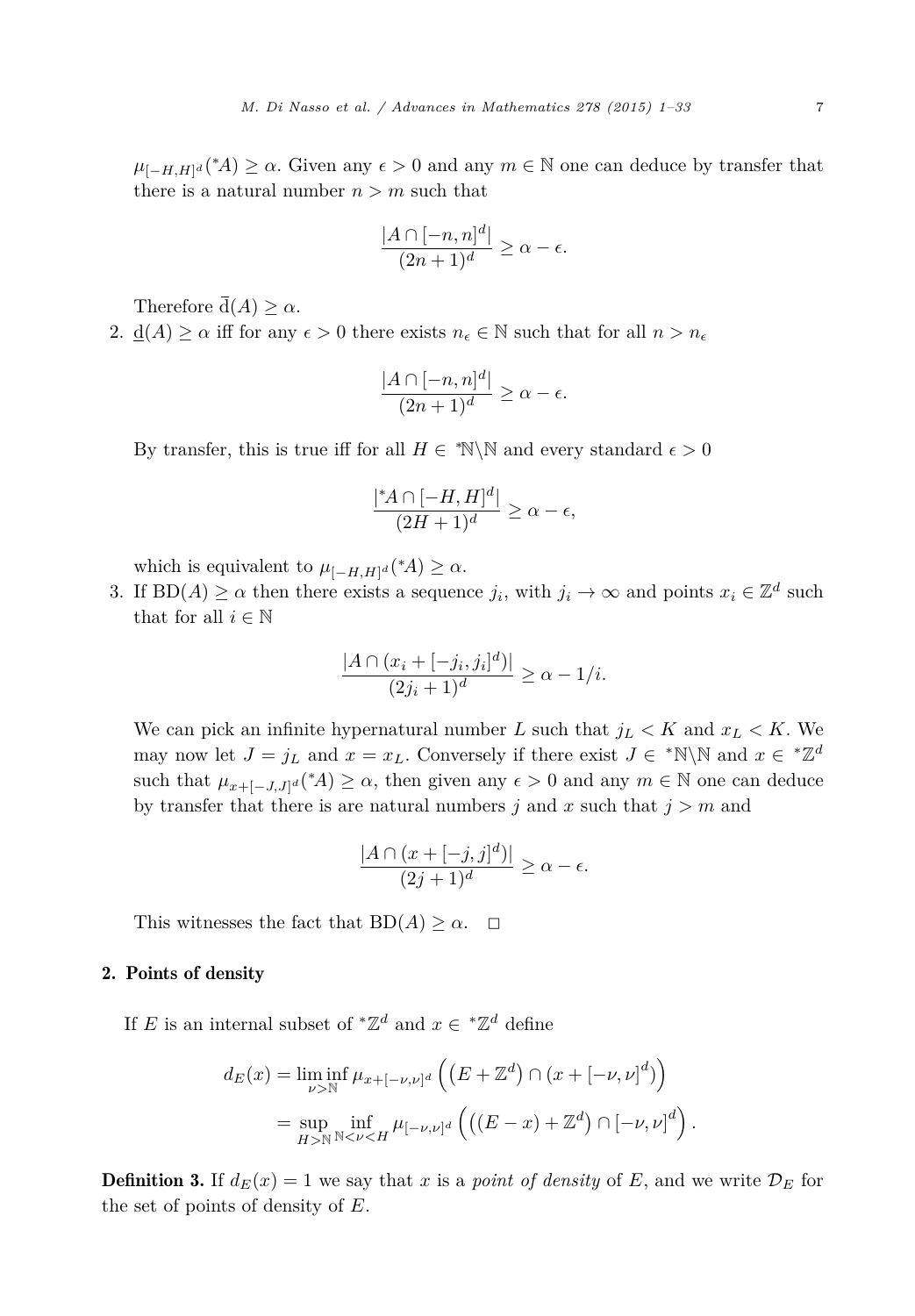$\mu_{[-H,H]^d}({}^*A) \geq \alpha$. Given any $\epsilon > 0$ and any $m \in \mathbb{N}$ one can deduce by transfer that there is a natural number $n > m$ such that

$$\frac{|A \cap [-n,n]^d|}{(2n+1)^d} \geq \alpha - \epsilon.$$

Therefore $\overline{\mathrm{d}}(A) \geq \alpha$.

2. $\underline{\mathrm{d}}(A) \geq \alpha$ iff for any $\epsilon > 0$ there exists $n_\epsilon \in \mathbb{N}$ such that for all $n > n_\epsilon$

$$\frac{|A \cap [-n,n]^d|}{(2n+1)^d} \geq \alpha - \epsilon.$$

By transfer, this is true iff for all $H \in {}^*\mathbb{N}\backslash\mathbb{N}$ and every standard $\epsilon > 0$

$$\frac{|{}^*A \cap [-H,H]^d|}{(2H+1)^d} \geq \alpha - \epsilon,$$

which is equivalent to $\mu_{[-H,H]^d}({}^*A) \geq \alpha$.

3. If $\mathrm{BD}(A) \geq \alpha$ then there exists a sequence $j_i$, with $j_i \to \infty$ and points $x_i \in \mathbb{Z}^d$ such that for all $i \in \mathbb{N}$

$$\frac{|A \cap (x_i + [-j_i, j_i]^d)|}{(2j_i+1)^d} \geq \alpha - 1/i.$$

We can pick an infinite hypernatural number $L$ such that $j_L < K$ and $x_L < K$. We may now let $J = j_L$ and $x = x_L$. Conversely if there exist $J \in {}^*\mathbb{N}\backslash\mathbb{N}$ and $x \in {}^*\mathbb{Z}^d$ such that $\mu_{x+[-J,J]^d}({}^*A) \geq \alpha$, then given any $\epsilon > 0$ and any $m \in \mathbb{N}$ one can deduce by transfer that there is are natural numbers $j$ and $x$ such that $j > m$ and

$$\frac{|A \cap (x + [-j,j]^d)|}{(2j+1)^d} \geq \alpha - \epsilon.$$

This witnesses the fact that $\mathrm{BD}(A) \geq \alpha$. $\square$

## 2. Points of density

If $E$ is an internal subset of ${}^*\mathbb{Z}^d$ and $x \in {}^*\mathbb{Z}^d$ define

$$\begin{aligned} d_E(x) &= \liminf_{\nu > \mathbb{N}} \mu_{x+[-\nu,\nu]^d}\left(\left(E + \mathbb{Z}^d\right) \cap \left(x + [-\nu,\nu]^d\right)\right) \\ &= \sup_{H > \mathbb{N}} \inf_{\mathbb{N} < \nu < H} \mu_{[-\nu,\nu]^d}\left(\left((E - x) + \mathbb{Z}^d\right) \cap [-\nu,\nu]^d\right). \end{aligned}$$

**Definition 3.** If $d_E(x) = 1$ we say that $x$ is a *point of density* of $E$, and we write $\mathcal{D}_E$ for the set of points of density of $E$.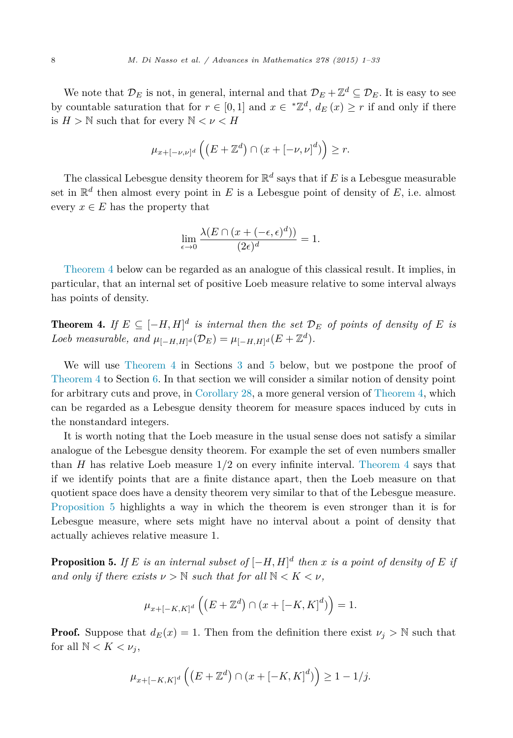We note that $\mathcal{D}_E$ is not, in general, internal and that $\mathcal{D}_E + \mathbb{Z}^d \subseteq \mathcal{D}_E$. It is easy to see by countable saturation that for $r \in [0,1]$ and $x \in {}^*\mathbb{Z}^d$, $d_E(x) \geq r$ if and only if there is $H > \mathbb{N}$ such that for every $\mathbb{N} < \nu < H$

$$\mu_{x+[-\nu,\nu]^d}\left(\left(E + \mathbb{Z}^d\right) \cap \left(x + [-\nu,\nu]^d\right)\right) \geq r.$$

The classical Lebesgue density theorem for $\mathbb{R}^d$ says that if $E$ is a Lebesgue measurable set in $\mathbb{R}^d$ then almost every point in $E$ is a Lebesgue point of density of $E$, i.e. almost every $x \in E$ has the property that

$$\lim_{\epsilon \to 0} \frac{\lambda(E \cap (x + (-\epsilon,\epsilon)^d))}{(2\epsilon)^d} = 1.$$

Theorem 4 below can be regarded as an analogue of this classical result. It implies, in particular, that an internal set of positive Loeb measure relative to some interval always has points of density.

**Theorem 4.** *If $E \subseteq [-H,H]^d$ is internal then the set $\mathcal{D}_E$ of points of density of $E$ is Loeb measurable, and $\mu_{[-H,H]^d}(\mathcal{D}_E) = \mu_{[-H,H]^d}(E + \mathbb{Z}^d)$.*

We will use Theorem 4 in Sections 3 and 5 below, but we postpone the proof of Theorem 4 to Section 6. In that section we will consider a similar notion of density point for arbitrary cuts and prove, in Corollary 28, a more general version of Theorem 4, which can be regarded as a Lebesgue density theorem for measure spaces induced by cuts in the nonstandard integers.

It is worth noting that the Loeb measure in the usual sense does not satisfy a similar analogue of the Lebesgue density theorem. For example the set of even numbers smaller than $H$ has relative Loeb measure $1/2$ on every infinite interval. Theorem 4 says that if we identify points that are a finite distance apart, then the Loeb measure on that quotient space does have a density theorem very similar to that of the Lebesgue measure. Proposition 5 highlights a way in which the theorem is even stronger than it is for Lebesgue measure, where sets might have no interval about a point of density that actually achieves relative measure 1.

**Proposition 5.** *If $E$ is an internal subset of $[-H,H]^d$ then $x$ is a point of density of $E$ if and only if there exists $\nu > \mathbb{N}$ such that for all $\mathbb{N} < K < \nu$,*

$$\mu_{x+[-K,K]^d}\left(\left(E + \mathbb{Z}^d\right) \cap \left(x + [-K,K]^d\right)\right) = 1.$$

**Proof.** Suppose that $d_E(x) = 1$. Then from the definition there exist $\nu_j > \mathbb{N}$ such that for all $\mathbb{N} < K < \nu_j$,

$$\mu_{x+[-K,K]^d}\left(\left(E + \mathbb{Z}^d\right) \cap \left(x + [-K,K]^d\right)\right) \geq 1 - 1/j.$$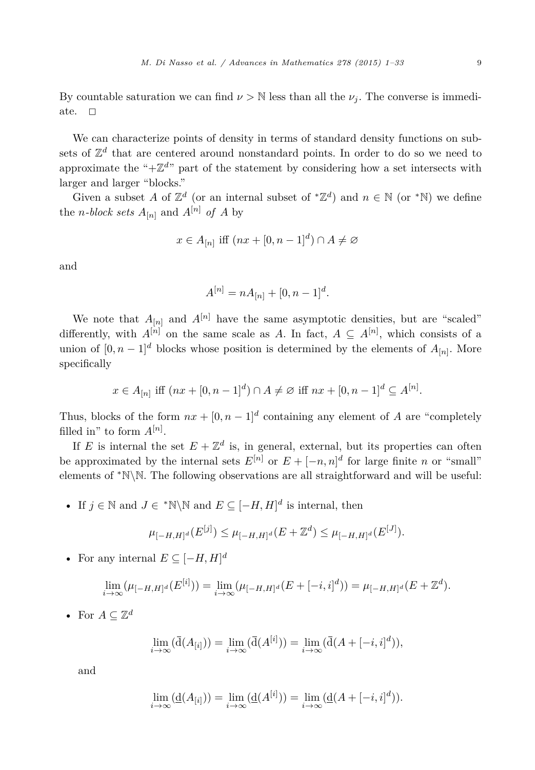By countable saturation we can find $\nu > \mathbb{N}$ less than all the $\nu_j$. The converse is immediate. $\square$

We can characterize points of density in terms of standard density functions on subsets of $\mathbb{Z}^d$ that are centered around nonstandard points. In order to do so we need to approximate the "$+\mathbb{Z}^d$" part of the statement by considering how a set intersects with larger and larger "blocks."

Given a subset $A$ of $\mathbb{Z}^d$ (or an internal subset of ${}^*\mathbb{Z}^d$) and $n \in \mathbb{N}$ (or ${}^*\mathbb{N}$) we define the *n-block sets* $A_{[n]}$ and $A^{[n]}$ *of* $A$ by

$$x \in A_{[n]} \text{ iff } (nx + [0, n-1]^d) \cap A \neq \varnothing$$

and

$$A^{[n]} = nA_{[n]} + [0, n-1]^d.$$

We note that $A_{[n]}$ and $A^{[n]}$ have the same asymptotic densities, but are "scaled" differently, with $A^{[n]}$ on the same scale as $A$. In fact, $A \subseteq A^{[n]}$, which consists of a union of $[0, n-1]^d$ blocks whose position is determined by the elements of $A_{[n]}$. More specifically

$$x \in A_{[n]} \text{ iff } (nx + [0, n-1]^d) \cap A \neq \varnothing \text{ iff } nx + [0, n-1]^d \subseteq A^{[n]}.$$

Thus, blocks of the form $nx + [0, n-1]^d$ containing any element of $A$ are "completely filled in" to form $A^{[n]}$.

If $E$ is internal the set $E + \mathbb{Z}^d$ is, in general, external, but its properties can often be approximated by the internal sets $E^{[n]}$ or $E + [-n, n]^d$ for large finite $n$ or "small" elements of ${}^*\mathbb{N} \backslash \mathbb{N}$. The following observations are all straightforward and will be useful:

- If $j \in \mathbb{N}$ and $J \in {}^*\mathbb{N} \backslash \mathbb{N}$ and $E \subseteq [-H, H]^d$ is internal, then

$$\mu_{[-H,H]^d}(E^{[j]}) \leq \mu_{[-H,H]^d}(E + \mathbb{Z}^d) \leq \mu_{[-H,H]^d}(E^{[J]}).$$

- For any internal $E \subseteq [-H, H]^d$

$$\lim_{i\to\infty} (\mu_{[-H,H]^d}(E^{[i]})) = \lim_{i\to\infty} (\mu_{[-H,H]^d}(E + [-i, i]^d)) = \mu_{[-H,H]^d}(E + \mathbb{Z}^d).$$

- For $A \subseteq \mathbb{Z}^d$

$$\lim_{i\to\infty} (\overline{\mathrm{d}}(A_{[i]})) = \lim_{i\to\infty} (\overline{\mathrm{d}}(A^{[i]})) = \lim_{i\to\infty} (\overline{\mathrm{d}}(A + [-i, i]^d)),$$

and

$$\lim_{i\to\infty} (\underline{\mathrm{d}}(A_{[i]})) = \lim_{i\to\infty} (\underline{\mathrm{d}}(A^{[i]})) = \lim_{i\to\infty} (\underline{\mathrm{d}}(A + [-i, i]^d)).$$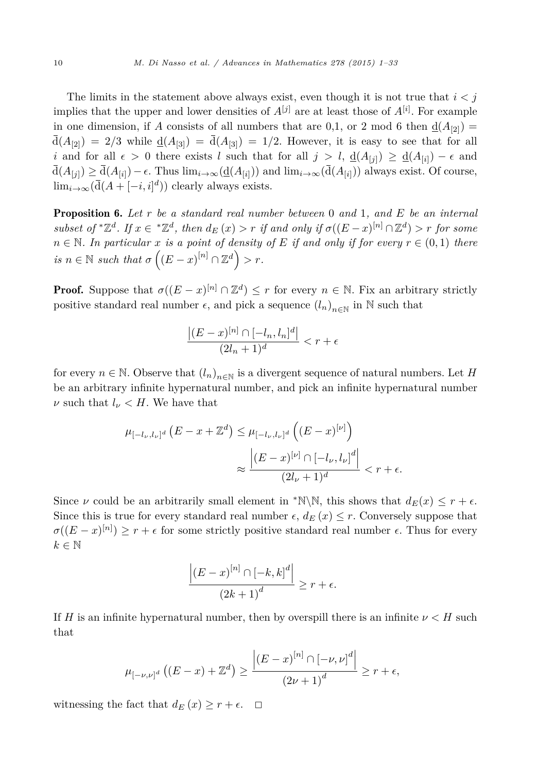The limits in the statement above always exist, even though it is not true that $i < j$ implies that the upper and lower densities of $A^{[j]}$ are at least those of $A^{[i]}$. For example in one dimension, if $A$ consists of all numbers that are 0,1, or 2 mod 6 then $\underline{\mathrm{d}}(A_{[2]}) = \overline{\mathrm{d}}(A_{[2]}) = 2/3$ while $\underline{\mathrm{d}}(A_{[3]}) = \overline{\mathrm{d}}(A_{[3]}) = 1/2$. However, it is easy to see that for all $i$ and for all $\epsilon > 0$ there exists $l$ such that for all $j > l$, $\underline{\mathrm{d}}(A_{[j]}) \geq \underline{\mathrm{d}}(A_{[i]}) - \epsilon$ and $\overline{\mathrm{d}}(A_{[j]}) \geq \overline{\mathrm{d}}(A_{[i]}) - \epsilon$. Thus $\lim_{i\to\infty}(\underline{\mathrm{d}}(A_{[i]}))$ and $\lim_{i\to\infty}(\overline{\mathrm{d}}(A_{[i]}))$ always exist. Of course, $\lim_{i\to\infty}(\overline{\mathrm{d}}(A + [-i, i]^d))$ clearly always exists.

**Proposition 6.** *Let $r$ be a standard real number between 0 and 1, and $E$ be an internal subset of ${}^*\mathbb{Z}^d$. If $x \in {}^*\mathbb{Z}^d$, then $d_E(x) > r$ if and only if $\sigma((E - x)^{[n]} \cap \mathbb{Z}^d) > r$ for some $n \in \mathbb{N}$. In particular $x$ is a point of density of $E$ if and only if for every $r \in (0, 1)$ there is $n \in \mathbb{N}$ such that $\sigma\left((E - x)^{[n]} \cap \mathbb{Z}^d\right) > r$.*

**Proof.** Suppose that $\sigma((E - x)^{[n]} \cap \mathbb{Z}^d) \leq r$ for every $n \in \mathbb{N}$. Fix an arbitrary strictly positive standard real number $\epsilon$, and pick a sequence $(l_n)_{n\in\mathbb{N}}$ in $\mathbb{N}$ such that

$$\frac{\left|(E - x)^{[n]} \cap [-l_n, l_n]^d\right|}{(2l_n + 1)^d} < r + \epsilon$$

for every $n \in \mathbb{N}$. Observe that $(l_n)_{n\in\mathbb{N}}$ is a divergent sequence of natural numbers. Let $H$ be an arbitrary infinite hypernatural number, and pick an infinite hypernatural number $\nu$ such that $l_\nu < H$. We have that

$$\mu_{[-l_\nu, l_\nu]^d}\left(E - x + \mathbb{Z}^d\right) \leq \mu_{[-l_\nu, l_\nu]^d}\left((E - x)^{[\nu]}\right) \approx \frac{\left|(E - x)^{[\nu]} \cap [-l_\nu, l_\nu]^d\right|}{(2l_\nu + 1)^d} < r + \epsilon.$$

Since $\nu$ could be an arbitrarily small element in ${}^*\mathbb{N}\backslash\mathbb{N}$, this shows that $d_E(x) \leq r + \epsilon$. Since this is true for every standard real number $\epsilon$, $d_E(x) \leq r$. Conversely suppose that $\sigma((E - x)^{[n]}) \geq r + \epsilon$ for some strictly positive standard real number $\epsilon$. Thus for every $k \in \mathbb{N}$

$$\frac{\left|(E - x)^{[n]} \cap [-k, k]^d\right|}{(2k + 1)^d} \geq r + \epsilon.$$

If $H$ is an infinite hypernatural number, then by overspill there is an infinite $\nu < H$ such that

$$\mu_{[-\nu,\nu]^d}\left((E - x) + \mathbb{Z}^d\right) \geq \frac{\left|(E - x)^{[n]} \cap [-\nu, \nu]^d\right|}{(2\nu + 1)^d} \geq r + \epsilon,$$

witnessing the fact that $d_E(x) \geq r + \epsilon$. $\square$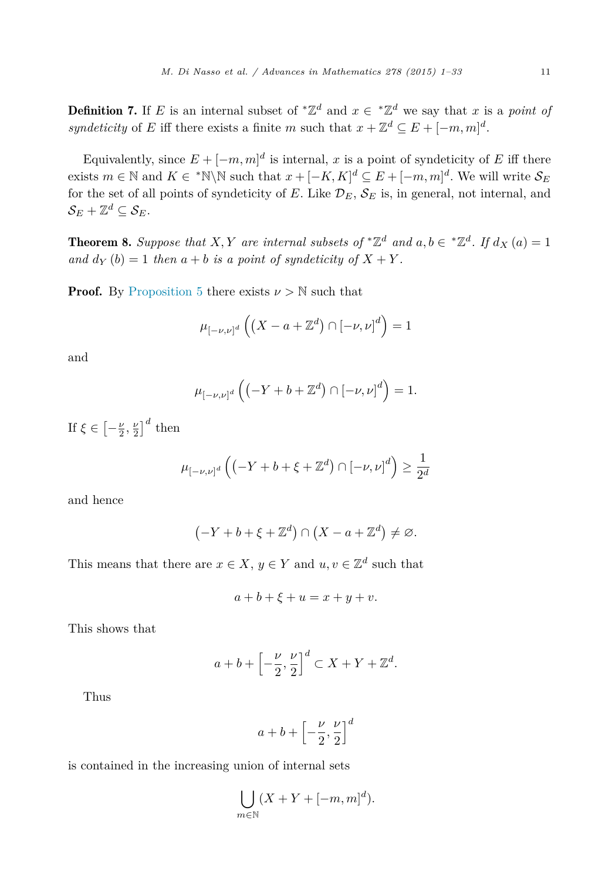**Definition 7.** If $E$ is an internal subset of ${}^*\mathbb{Z}^d$ and $x \in {}^*\mathbb{Z}^d$ we say that $x$ is a *point of syndeticity* of $E$ iff there exists a finite $m$ such that $x + \mathbb{Z}^d \subseteq E + [-m, m]^d$.

Equivalently, since $E + [-m, m]^d$ is internal, $x$ is a point of syndeticity of $E$ iff there exists $m \in \mathbb{N}$ and $K \in {}^*\mathbb{N} \backslash \mathbb{N}$ such that $x + [-K, K]^d \subseteq E + [-m, m]^d$. We will write $\mathcal{S}_E$ for the set of all points of syndeticity of $E$. Like $\mathcal{D}_E$, $\mathcal{S}_E$ is, in general, not internal, and $\mathcal{S}_E + \mathbb{Z}^d \subseteq \mathcal{S}_E$.

**Theorem 8.** *Suppose that $X, Y$ are internal subsets of ${}^*\mathbb{Z}^d$ and $a, b \in {}^*\mathbb{Z}^d$. If $d_X(a) = 1$ and $d_Y(b) = 1$ then $a + b$ is a point of syndeticity of $X + Y$.*

**Proof.** By Proposition 5 there exists $\nu > \mathbb{N}$ such that

$$\mu_{[-\nu,\nu]^d}\left(\left(X - a + \mathbb{Z}^d\right) \cap [-\nu, \nu]^d\right) = 1$$

and

$$\mu_{[-\nu,\nu]^d}\left(\left(-Y + b + \mathbb{Z}^d\right) \cap [-\nu, \nu]^d\right) = 1.$$

If $\xi \in \left[-\frac{\nu}{2}, \frac{\nu}{2}\right]^d$ then

$$\mu_{[-\nu,\nu]^d}\left(\left(-Y + b + \xi + \mathbb{Z}^d\right) \cap [-\nu, \nu]^d\right) \geq \frac{1}{2^d}$$

and hence

$$\left(-Y + b + \xi + \mathbb{Z}^d\right) \cap \left(X - a + \mathbb{Z}^d\right) \neq \varnothing.$$

This means that there are $x \in X$, $y \in Y$ and $u, v \in \mathbb{Z}^d$ such that

$$a + b + \xi + u = x + y + v.$$

This shows that

$$a + b + \left[-\frac{\nu}{2}, \frac{\nu}{2}\right]^d \subset X + Y + \mathbb{Z}^d.$$

Thus

$$a + b + \left[-\frac{\nu}{2}, \frac{\nu}{2}\right]^d$$

is contained in the increasing union of internal sets

$$\bigcup_{m \in \mathbb{N}} (X + Y + [-m, m]^d).$$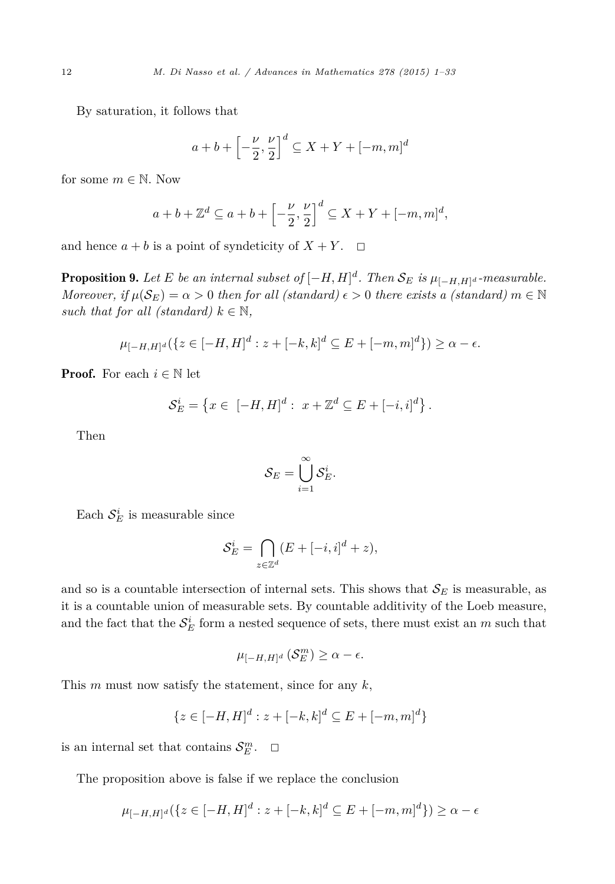By saturation, it follows that

$$a + b + \left[-\frac{\nu}{2}, \frac{\nu}{2}\right]^d \subseteq X + Y + [-m, m]^d$$

for some $m \in \mathbb{N}$. Now

$$a + b + \mathbb{Z}^d \subseteq a + b + \left[-\frac{\nu}{2}, \frac{\nu}{2}\right]^d \subseteq X + Y + [-m, m]^d,$$

and hence $a + b$ is a point of syndeticity of $X + Y$. $\square$

**Proposition 9.** *Let $E$ be an internal subset of $[-H, H]^d$. Then $\mathcal{S}_E$ is $\mu_{[-H,H]^d}$-measurable. Moreover, if $\mu(\mathcal{S}_E) = \alpha > 0$ then for all (standard) $\epsilon > 0$ there exists a (standard) $m \in \mathbb{N}$ such that for all (standard) $k \in \mathbb{N}$,*

$$\mu_{[-H,H]^d}(\{z \in [-H, H]^d : z + [-k, k]^d \subseteq E + [-m, m]^d\}) \geq \alpha - \epsilon.$$

**Proof.** For each $i \in \mathbb{N}$ let

$$\mathcal{S}_E^i = \left\{x \in \ [-H, H]^d : \ x + \mathbb{Z}^d \subseteq E + [-i, i]^d\right\}.$$

Then

$$\mathcal{S}_E = \bigcup_{i=1}^{\infty} \mathcal{S}_E^i.$$

Each $\mathcal{S}_E^i$ is measurable since

$$\mathcal{S}_E^i = \bigcap_{z \in \mathbb{Z}^d} (E + [-i, i]^d + z),$$

and so is a countable intersection of internal sets. This shows that $\mathcal{S}_E$ is measurable, as it is a countable union of measurable sets. By countable additivity of the Loeb measure, and the fact that the $\mathcal{S}_E^i$ form a nested sequence of sets, there must exist an $m$ such that

$$\mu_{[-H,H]^d}\left(\mathcal{S}_E^m\right) \geq \alpha - \epsilon.$$

This $m$ must now satisfy the statement, since for any $k$,

$$\{z \in [-H, H]^d : z + [-k, k]^d \subseteq E + [-m, m]^d\}$$

is an internal set that contains $\mathcal{S}_E^m$. $\square$

The proposition above is false if we replace the conclusion

$$\mu_{[-H,H]^d}(\{z \in [-H, H]^d : z + [-k, k]^d \subseteq E + [-m, m]^d\}) \geq \alpha - \epsilon$$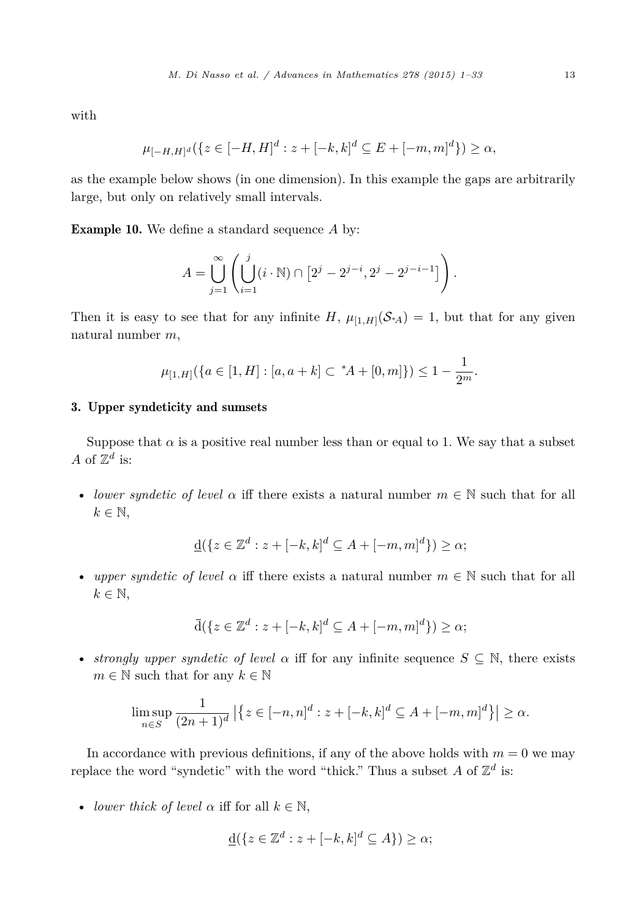with

$$\mu_{[-H,H]^d}(\{z \in [-H,H]^d : z + [-k,k]^d \subseteq E + [-m,m]^d\}) \geq \alpha,$$

as the example below shows (in one dimension). In this example the gaps are arbitrarily large, but only on relatively small intervals.

**Example 10.** We define a standard sequence $A$ by:

$$A = \bigcup_{j=1}^{\infty} \left( \bigcup_{i=1}^{j} (i \cdot \mathbb{N}) \cap \left[2^j - 2^{j-i}, 2^j - 2^{j-i-1}\right] \right).$$

Then it is easy to see that for any infinite $H$, $\mu_{[1,H]}(\mathcal{S}_{^*A}) = 1$, but that for any given natural number $m$,

$$\mu_{[1,H]}(\{a \in [1,H] : [a, a+k] \subset {}^*A + [0,m]\}) \leq 1 - \frac{1}{2^m}.$$

## 3. Upper syndeticity and sumsets

Suppose that $\alpha$ is a positive real number less than or equal to 1. We say that a subset $A$ of $\mathbb{Z}^d$ is:

- *lower syndetic of level* $\alpha$ iff there exists a natural number $m \in \mathbb{N}$ such that for all $k \in \mathbb{N}$,

$$\underline{\mathrm{d}}(\{z \in \mathbb{Z}^d : z + [-k,k]^d \subseteq A + [-m,m]^d\}) \geq \alpha;$$

- *upper syndetic of level* $\alpha$ iff there exists a natural number $m \in \mathbb{N}$ such that for all $k \in \mathbb{N}$,

$$\bar{\mathrm{d}}(\{z \in \mathbb{Z}^d : z + [-k,k]^d \subseteq A + [-m,m]^d\}) \geq \alpha;$$

- *strongly upper syndetic of level* $\alpha$ iff for any infinite sequence $S \subseteq \mathbb{N}$, there exists $m \in \mathbb{N}$ such that for any $k \in \mathbb{N}$

$$\limsup_{n \in S} \frac{1}{(2n+1)^d} \left|\left\{z \in [-n,n]^d : z + [-k,k]^d \subseteq A + [-m,m]^d\right\}\right| \geq \alpha.$$

In accordance with previous definitions, if any of the above holds with $m = 0$ we may replace the word "syndetic" with the word "thick." Thus a subset $A$ of $\mathbb{Z}^d$ is:

- *lower thick of level* $\alpha$ iff for all $k \in \mathbb{N}$,

$$\underline{\mathrm{d}}(\{z \in \mathbb{Z}^d : z + [-k,k]^d \subseteq A\}) \geq \alpha;$$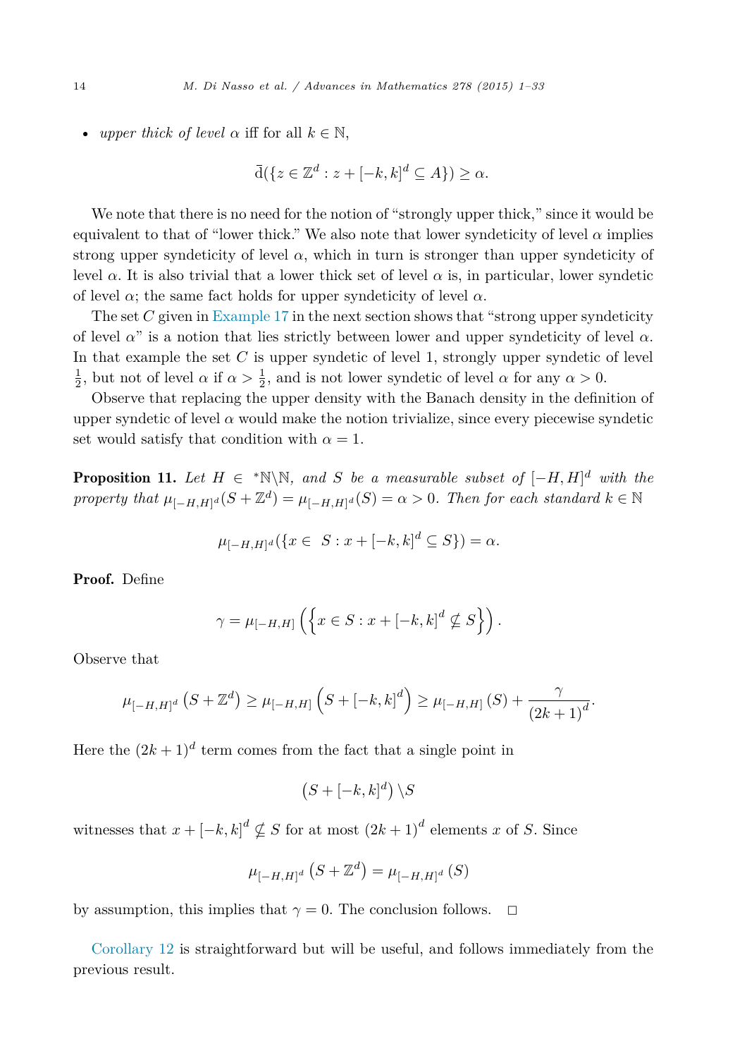- *upper thick of level $\alpha$* iff for all $k \in \mathbb{N}$,

$$\bar{\mathrm{d}}(\{z \in \mathbb{Z}^d : z + [-k,k]^d \subseteq A\}) \geq \alpha.$$

We note that there is no need for the notion of "strongly upper thick," since it would be equivalent to that of "lower thick." We also note that lower syndeticity of level $\alpha$ implies strong upper syndeticity of level $\alpha$, which in turn is stronger than upper syndeticity of level $\alpha$. It is also trivial that a lower thick set of level $\alpha$ is, in particular, lower syndetic of level $\alpha$; the same fact holds for upper syndeticity of level $\alpha$.

The set $C$ given in Example 17 in the next section shows that "strong upper syndeticity of level $\alpha$" is a notion that lies strictly between lower and upper syndeticity of level $\alpha$. In that example the set $C$ is upper syndetic of level 1, strongly upper syndetic of level $\frac{1}{2}$, but not of level $\alpha$ if $\alpha > \frac{1}{2}$, and is not lower syndetic of level $\alpha$ for any $\alpha > 0$.

Observe that replacing the upper density with the Banach density in the definition of upper syndetic of level $\alpha$ would make the notion trivialize, since every piecewise syndetic set would satisfy that condition with $\alpha = 1$.

**Proposition 11.** *Let $H \in {}^*\mathbb{N} \backslash \mathbb{N}$, and $S$ be a measurable subset of $[-H,H]^d$ with the property that $\mu_{[-H,H]^d}(S + \mathbb{Z}^d) = \mu_{[-H,H]^d}(S) = \alpha > 0$. Then for each standard $k \in \mathbb{N}$*

$$\mu_{[-H,H]^d}(\{x \in \ S : x + [-k,k]^d \subseteq S\}) = \alpha.$$

**Proof.** Define

$$\gamma = \mu_{[-H,H]}\left(\left\{x \in S : x + [-k,k]^d \nsubseteq S\right\}\right).$$

Observe that

$$\mu_{[-H,H]^d}\left(S + \mathbb{Z}^d\right) \geq \mu_{[-H,H]}\left(S + [-k,k]^d\right) \geq \mu_{[-H,H]}\left(S\right) + \frac{\gamma}{(2k+1)^d}.$$

Here the $(2k+1)^d$ term comes from the fact that a single point in

$$\left(S + [-k,k]^d\right) \backslash S$$

witnesses that $x + [-k,k]^d \nsubseteq S$ for at most $(2k+1)^d$ elements $x$ of $S$. Since

$$\mu_{[-H,H]^d}\left(S + \mathbb{Z}^d\right) = \mu_{[-H,H]^d}\left(S\right)$$

by assumption, this implies that $\gamma = 0$. The conclusion follows. $\square$

Corollary 12 is straightforward but will be useful, and follows immediately from the previous result.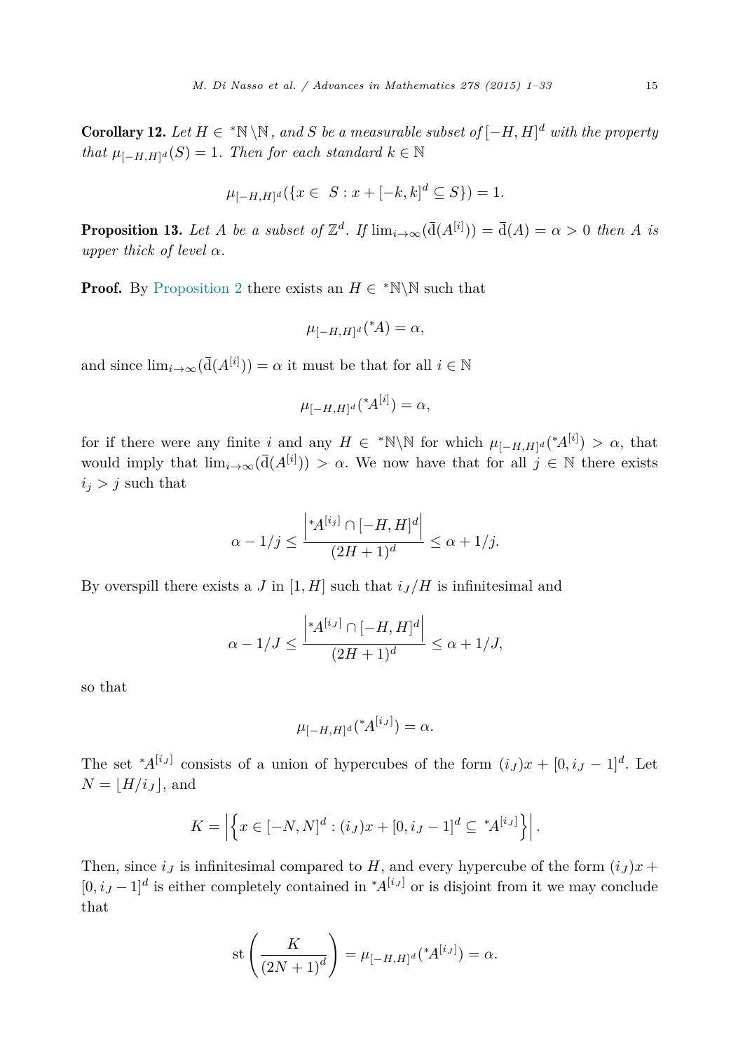**Corollary 12.** *Let $H \in {}^*\mathbb{N} \setminus \mathbb{N}$, and $S$ be a measurable subset of $[-H,H]^d$ with the property that $\mu_{[-H,H]^d}(S) = 1$. Then for each standard $k \in \mathbb{N}$*

$$\mu_{[-H,H]^d}(\{x \in\ S : x + [-k,k]^d \subseteq S\}) = 1.$$

**Proposition 13.** *Let $A$ be a subset of $\mathbb{Z}^d$. If $\lim_{i\to\infty}(\bar{\mathrm{d}}(A^{[i]})) = \bar{\mathrm{d}}(A) = \alpha > 0$ then $A$ is upper thick of level $\alpha$.*

**Proof.** By Proposition 2 there exists an $H \in {}^*\mathbb{N}\setminus\mathbb{N}$ such that

$$\mu_{[-H,H]^d}({}^*A) = \alpha,$$

and since $\lim_{i\to\infty}(\bar{\mathrm{d}}(A^{[i]})) = \alpha$ it must be that for all $i \in \mathbb{N}$

$$\mu_{[-H,H]^d}({}^*A^{[i]}) = \alpha,$$

for if there were any finite $i$ and any $H \in {}^*\mathbb{N}\setminus\mathbb{N}$ for which $\mu_{[-H,H]^d}({}^*A^{[i]}) > \alpha$, that would imply that $\lim_{i\to\infty}(\bar{\mathrm{d}}(A^{[i]})) > \alpha$. We now have that for all $j \in \mathbb{N}$ there exists $i_j > j$ such that

$$\alpha - 1/j \leq \frac{\left|{}^*A^{[i_j]} \cap [-H,H]^d\right|}{(2H+1)^d} \leq \alpha + 1/j.$$

By overspill there exists a $J$ in $[1,H]$ such that $i_J/H$ is infinitesimal and

$$\alpha - 1/J \leq \frac{\left|{}^*A^{[i_J]} \cap [-H,H]^d\right|}{(2H+1)^d} \leq \alpha + 1/J,$$

so that

$$\mu_{[-H,H]^d}({}^*A^{[i_J]}) = \alpha.$$

The set ${}^*A^{[i_J]}$ consists of a union of hypercubes of the form $(i_J)x + [0, i_J - 1]^d$. Let $N = \lfloor H/i_J \rfloor$, and

$$K = \left|\left\{x \in [-N,N]^d : (i_J)x + [0, i_J - 1]^d \subseteq {}^*A^{[i_J]}\right\}\right|.$$

Then, since $i_J$ is infinitesimal compared to $H$, and every hypercube of the form $(i_J)x + [0, i_J - 1]^d$ is either completely contained in ${}^*A^{[i_J]}$ or is disjoint from it we may conclude that

$$\mathrm{st}\left(\frac{K}{(2N+1)^d}\right) = \mu_{[-H,H]^d}({}^*A^{[i_J]}) = \alpha.$$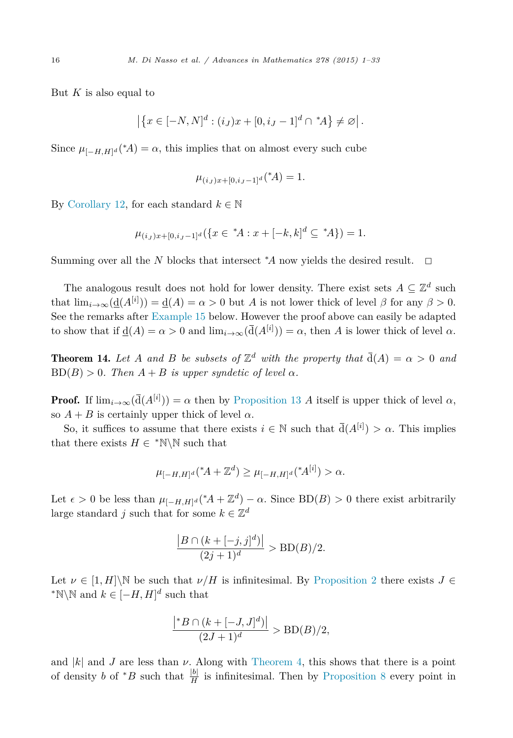But $K$ is also equal to

$$\left|\left\{x \in [-N,N]^d : (i_J)x + [0, i_J - 1]^d \cap {}^*A\right\} \neq \varnothing\right|.$$

Since $\mu_{[-H,H]^d}({}^*A) = \alpha$, this implies that on almost every such cube

$$\mu_{(i_J)x+[0,i_J-1]^d}({}^*A) = 1.$$

By Corollary 12, for each standard $k \in \mathbb{N}$

$$\mu_{(i_J)x+[0,i_J-1]^d}(\{x \in {}^*A : x + [-k,k]^d \subseteq {}^*A\}) = 1.$$

Summing over all the $N$ blocks that intersect ${}^*A$ now yields the desired result. $\square$

The analogous result does not hold for lower density. There exist sets $A \subseteq \mathbb{Z}^d$ such that $\lim_{i\to\infty}(\underline{\mathrm{d}}(A^{[i]})) = \underline{\mathrm{d}}(A) = \alpha > 0$ but $A$ is not lower thick of level $\beta$ for any $\beta > 0$. See the remarks after Example 15 below. However the proof above can easily be adapted to show that if $\underline{\mathrm{d}}(A) = \alpha > 0$ and $\lim_{i\to\infty}(\overline{\mathrm{d}}(A^{[i]})) = \alpha$, then $A$ is lower thick of level $\alpha$.

**Theorem 14.** *Let $A$ and $B$ be subsets of $\mathbb{Z}^d$ with the property that $\overline{\mathrm{d}}(A) = \alpha > 0$ and $\mathrm{BD}(B) > 0$. Then $A + B$ is upper syndetic of level $\alpha$.*

**Proof.** If $\lim_{i\to\infty}(\overline{\mathrm{d}}(A^{[i]})) = \alpha$ then by Proposition 13 $A$ itself is upper thick of level $\alpha$, so $A + B$ is certainly upper thick of level $\alpha$.

So, it suffices to assume that there exists $i \in \mathbb{N}$ such that $\overline{\mathrm{d}}(A^{[i]}) > \alpha$. This implies that there exists $H \in {}^*\mathbb{N}\backslash\mathbb{N}$ such that

$$\mu_{[-H,H]^d}({}^*A + \mathbb{Z}^d) \geq \mu_{[-H,H]^d}({}^*A^{[i]}) > \alpha.$$

Let $\epsilon > 0$ be less than $\mu_{[-H,H]^d}({}^*A + \mathbb{Z}^d) - \alpha$. Since $\mathrm{BD}(B) > 0$ there exist arbitrarily large standard $j$ such that for some $k \in \mathbb{Z}^d$

$$\frac{\left|B \cap (k + [-j,j]^d)\right|}{(2j+1)^d} > \mathrm{BD}(B)/2.$$

Let $\nu \in [1, H]\backslash\mathbb{N}$ be such that $\nu/H$ is infinitesimal. By Proposition 2 there exists $J \in {}^*\mathbb{N}\backslash\mathbb{N}$ and $k \in [-H,H]^d$ such that

$$\frac{\left|{}^*B \cap (k + [-J,J]^d)\right|}{(2J+1)^d} > \mathrm{BD}(B)/2,$$

and $|k|$ and $J$ are less than $\nu$. Along with Theorem 4, this shows that there is a point of density $b$ of ${}^*B$ such that $\frac{|b|}{H}$ is infinitesimal. Then by Proposition 8 every point in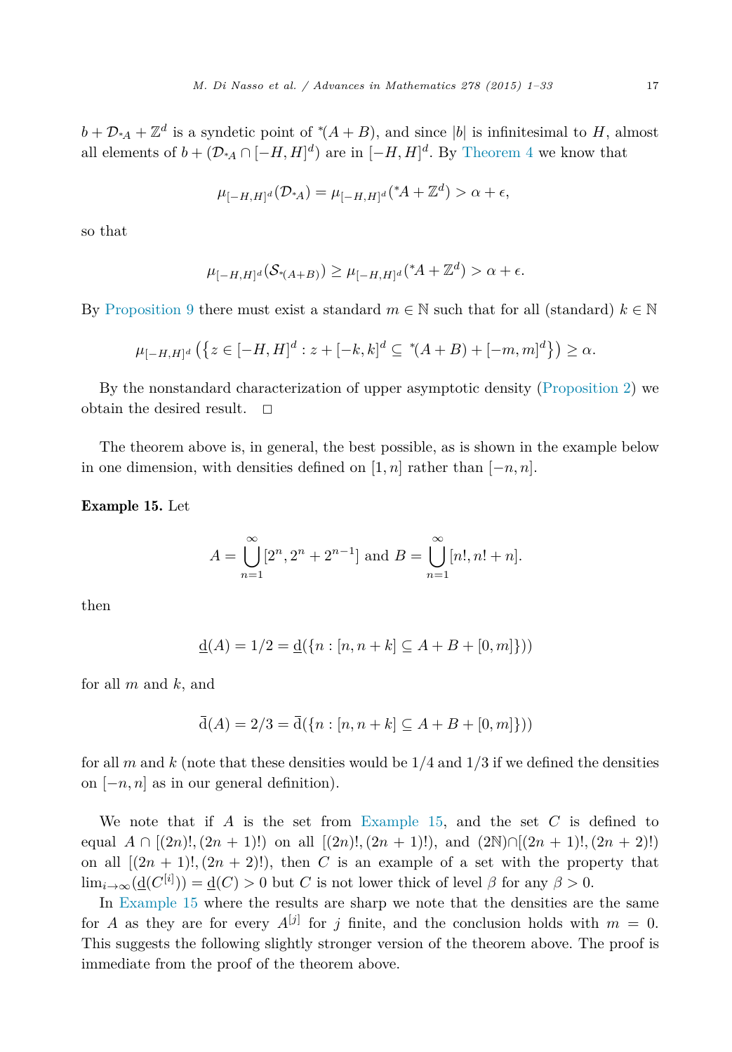$b + \mathcal{D}_{{}^*A} + \mathbb{Z}^d$ is a syndetic point of ${}^*(A+B)$, and since $|b|$ is infinitesimal to $H$, almost all elements of $b + (\mathcal{D}_{{}^*A} \cap [-H,H]^d)$ are in $[-H,H]^d$. By Theorem 4 we know that

$$\mu_{[-H,H]^d}(\mathcal{D}_{{}^*A}) = \mu_{[-H,H]^d}({}^*A + \mathbb{Z}^d) > \alpha + \epsilon,$$

so that

$$\mu_{[-H,H]^d}(\mathcal{S}_{{}^*(A+B)}) \geq \mu_{[-H,H]^d}({}^*A + \mathbb{Z}^d) > \alpha + \epsilon.$$

By Proposition 9 there must exist a standard $m \in \mathbb{N}$ such that for all (standard) $k \in \mathbb{N}$

$$\mu_{[-H,H]^d}\left(\left\{z \in [-H,H]^d : z + [-k,k]^d \subseteq {}^*(A+B) + [-m,m]^d\right\}\right) \geq \alpha.$$

By the nonstandard characterization of upper asymptotic density (Proposition 2) we obtain the desired result. $\square$

The theorem above is, in general, the best possible, as is shown in the example below in one dimension, with densities defined on $[1,n]$ rather than $[-n,n]$.

**Example 15.** Let

$$A = \bigcup_{n=1}^{\infty} [2^n, 2^n + 2^{n-1}] \text{ and } B = \bigcup_{n=1}^{\infty} [n!, n! + n].$$

then

$$\underline{\mathrm{d}}(A) = 1/2 = \underline{\mathrm{d}}(\{n : [n, n+k] \subseteq A + B + [0,m]\})$$

for all $m$ and $k$, and

$$\overline{\mathrm{d}}(A) = 2/3 = \overline{\mathrm{d}}(\{n : [n, n+k] \subseteq A + B + [0,m]\})$$

for all $m$ and $k$ (note that these densities would be $1/4$ and $1/3$ if we defined the densities on $[-n,n]$ as in our general definition).

We note that if $A$ is the set from Example 15, and the set $C$ is defined to equal $A \cap [(2n)!, (2n+1)!)$ on all $[(2n)!, (2n+1)!)$, and $(2\mathbb{N}) \cap [(2n+1)!, (2n+2)!)$ on all $[(2n+1)!, (2n+2)!)$, then $C$ is an example of a set with the property that $\lim_{i\to\infty}(\underline{\mathrm{d}}(C^{[i]})) = \underline{\mathrm{d}}(C) > 0$ but $C$ is not lower thick of level $\beta$ for any $\beta > 0$.

In Example 15 where the results are sharp we note that the densities are the same for $A$ as they are for every $A^{[j]}$ for $j$ finite, and the conclusion holds with $m = 0$. This suggests the following slightly stronger version of the theorem above. The proof is immediate from the proof of the theorem above.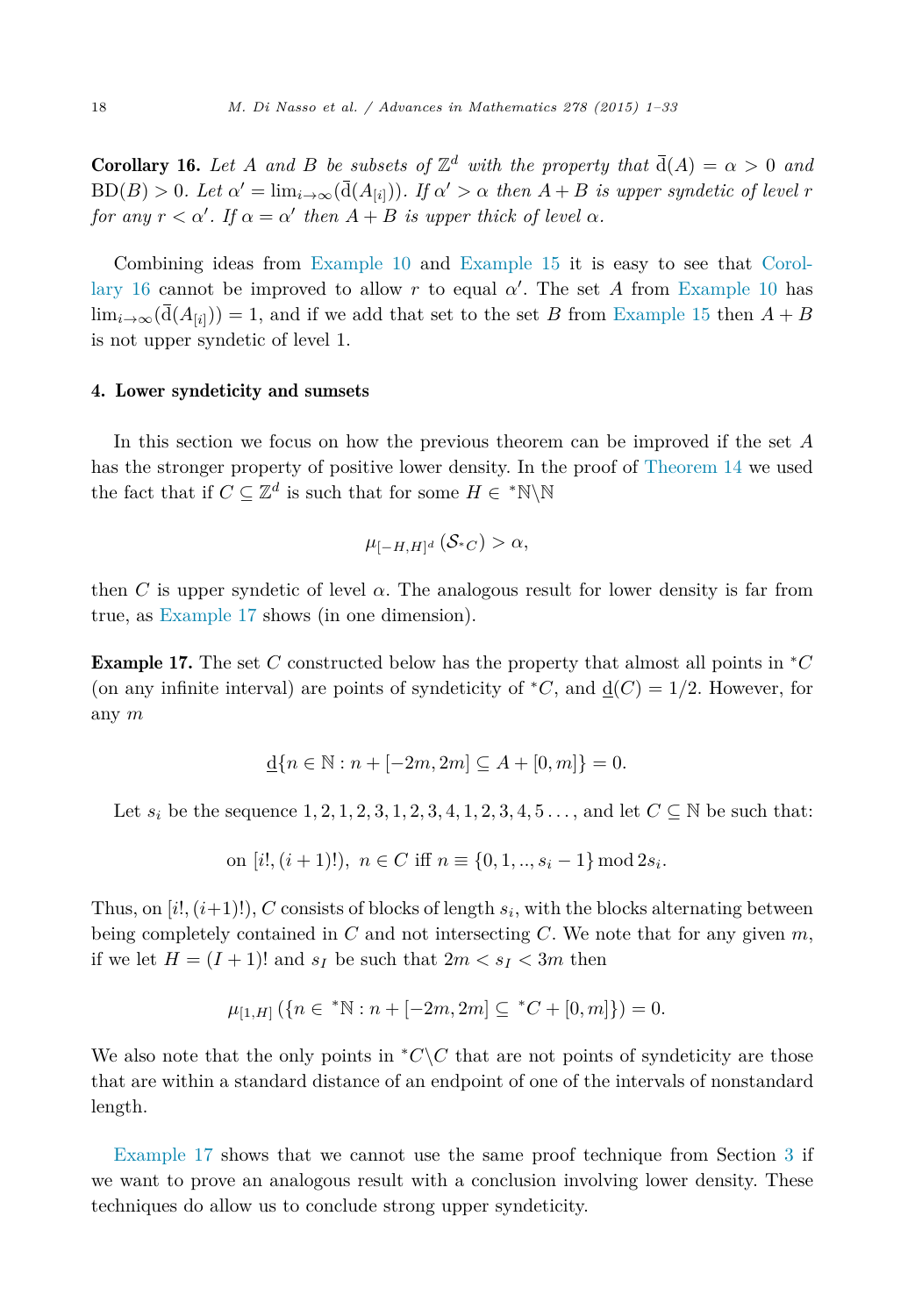**Corollary 16.** *Let $A$ and $B$ be subsets of $\mathbb{Z}^d$ with the property that $\bar{\mathrm{d}}(A) = \alpha > 0$ and $\mathrm{BD}(B) > 0$. Let $\alpha' = \lim_{i\to\infty}(\bar{\mathrm{d}}(A_{[i]}))$. If $\alpha' > \alpha$ then $A + B$ is upper syndetic of level $r$ for any $r < \alpha'$. If $\alpha = \alpha'$ then $A + B$ is upper thick of level $\alpha$.*

Combining ideas from Example 10 and Example 15 it is easy to see that Corollary 16 cannot be improved to allow $r$ to equal $\alpha'$. The set $A$ from Example 10 has $\lim_{i\to\infty}(\bar{\mathrm{d}}(A_{[i]})) = 1$, and if we add that set to the set $B$ from Example 15 then $A + B$ is not upper syndetic of level 1.

## 4. Lower syndeticity and sumsets

In this section we focus on how the previous theorem can be improved if the set $A$ has the stronger property of positive lower density. In the proof of Theorem 14 we used the fact that if $C \subseteq \mathbb{Z}^d$ is such that for some $H \in {}^*\mathbb{N}\backslash\mathbb{N}$

$$\mu_{[-H,H]^d}\left(\mathcal{S}_{{}^*C}\right) > \alpha,$$

then $C$ is upper syndetic of level $\alpha$. The analogous result for lower density is far from true, as Example 17 shows (in one dimension).

**Example 17.** The set $C$ constructed below has the property that almost all points in ${}^*C$ (on any infinite interval) are points of syndeticity of ${}^*C$, and $\underline{\mathrm{d}}(C) = 1/2$. However, for any $m$

$$\underline{\mathrm{d}}\{n \in \mathbb{N} : n + [-2m, 2m] \subseteq A + [0, m]\} = 0.$$

Let $s_i$ be the sequence $1, 2, 1, 2, 3, 1, 2, 3, 4, 1, 2, 3, 4, 5\ldots$, and let $C \subseteq \mathbb{N}$ be such that:

$$\text{on } [i!, (i+1)!),\ n \in C \text{ iff } n \equiv \{0, 1, .., s_i - 1\} \bmod 2s_i.$$

Thus, on $[i!, (i+1)!)$, $C$ consists of blocks of length $s_i$, with the blocks alternating between being completely contained in $C$ and not intersecting $C$. We note that for any given $m$, if we let $H = (I + 1)!$ and $s_I$ be such that $2m < s_I < 3m$ then

$$\mu_{[1,H]}\left(\{n \in {}^*\mathbb{N} : n + [-2m, 2m] \subseteq {}^*C + [0, m]\}\right) = 0.$$

We also note that the only points in ${}^*C\backslash C$ that are not points of syndeticity are those that are within a standard distance of an endpoint of one of the intervals of nonstandard length.

Example 17 shows that we cannot use the same proof technique from Section 3 if we want to prove an analogous result with a conclusion involving lower density. These techniques do allow us to conclude strong upper syndeticity.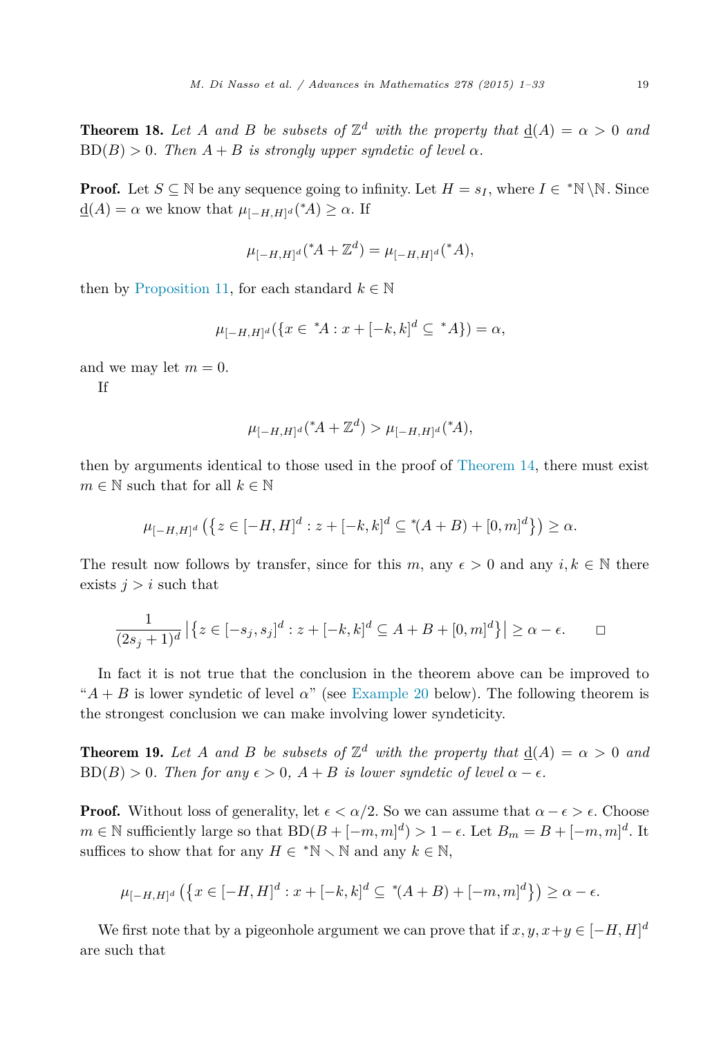**Theorem 18.** *Let $A$ and $B$ be subsets of $\mathbb{Z}^d$ with the property that $\underline{\mathrm{d}}(A) = \alpha > 0$ and $\mathrm{BD}(B) > 0$. Then $A + B$ is strongly upper syndetic of level $\alpha$.*

**Proof.** Let $S \subseteq \mathbb{N}$ be any sequence going to infinity. Let $H = s_I$, where $I \in {}^*\mathbb{N} \setminus \mathbb{N}$. Since $\underline{\mathrm{d}}(A) = \alpha$ we know that $\mu_{[-H,H]^d}({}^*A) \geq \alpha$. If

$$\mu_{[-H,H]^d}({}^*A + \mathbb{Z}^d) = \mu_{[-H,H]^d}({}^*A),$$

then by Proposition 11, for each standard $k \in \mathbb{N}$

$$\mu_{[-H,H]^d}(\{x \in {}^*A : x + [-k,k]^d \subseteq {}^*A\}) = \alpha,$$

and we may let $m = 0$.

If

$$\mu_{[-H,H]^d}({}^*A + \mathbb{Z}^d) > \mu_{[-H,H]^d}({}^*A),$$

then by arguments identical to those used in the proof of Theorem 14, there must exist $m \in \mathbb{N}$ such that for all $k \in \mathbb{N}$

$$\mu_{[-H,H]^d}\left(\left\{z \in [-H,H]^d : z + [-k,k]^d \subseteq {}^*(A+B) + [0,m]^d\right\}\right) \geq \alpha.$$

The result now follows by transfer, since for this $m$, any $\epsilon > 0$ and any $i, k \in \mathbb{N}$ there exists $j > i$ such that

$$\frac{1}{(2s_j+1)^d}\left|\left\{z \in [-s_j,s_j]^d : z + [-k,k]^d \subseteq A + B + [0,m]^d\right\}\right| \geq \alpha - \epsilon. \qquad \square$$

In fact it is not true that the conclusion in the theorem above can be improved to "$A + B$ is lower syndetic of level $\alpha$" (see Example 20 below). The following theorem is the strongest conclusion we can make involving lower syndeticity.

**Theorem 19.** *Let $A$ and $B$ be subsets of $\mathbb{Z}^d$ with the property that $\underline{\mathrm{d}}(A) = \alpha > 0$ and $\mathrm{BD}(B) > 0$. Then for any $\epsilon > 0$, $A + B$ is lower syndetic of level $\alpha - \epsilon$.*

**Proof.** Without loss of generality, let $\epsilon < \alpha/2$. So we can assume that $\alpha - \epsilon > \epsilon$. Choose $m \in \mathbb{N}$ sufficiently large so that $\mathrm{BD}(B + [-m,m]^d) > 1 - \epsilon$. Let $B_m = B + [-m,m]^d$. It suffices to show that for any $H \in {}^*\mathbb{N} \setminus \mathbb{N}$ and any $k \in \mathbb{N}$,

$$\mu_{[-H,H]^d}\left(\left\{x \in [-H,H]^d : x + [-k,k]^d \subseteq {}^*(A+B) + [-m,m]^d\right\}\right) \geq \alpha - \epsilon.$$

We first note that by a pigeonhole argument we can prove that if $x, y, x+y \in [-H,H]^d$ are such that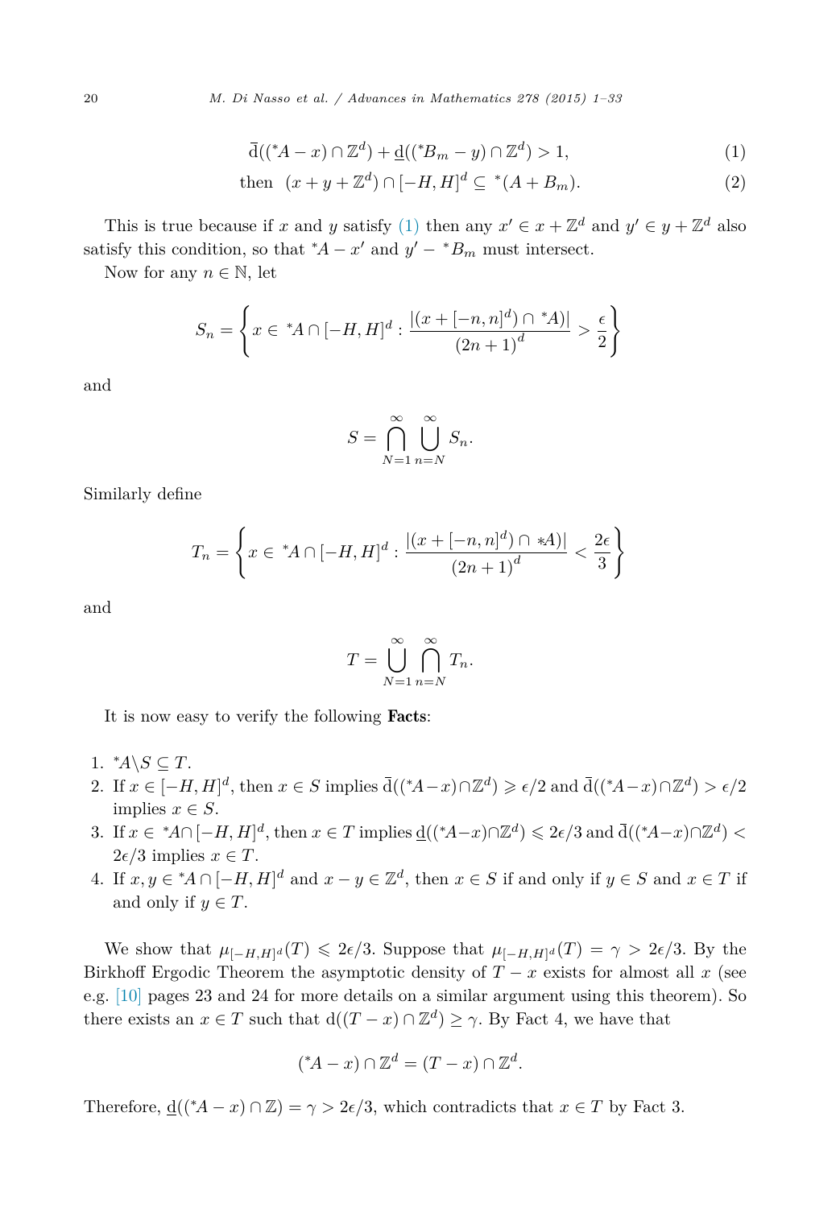$$\bar{\mathrm{d}}((^*A - x) \cap \mathbb{Z}^d) + \underline{\mathrm{d}}((^*B_m - y) \cap \mathbb{Z}^d) > 1, \tag{1}$$

$$\text{then } \ (x + y + \mathbb{Z}^d) \cap [-H, H]^d \subseteq {}^*(A + B_m). \tag{2}$$

This is true because if $x$ and $y$ satisfy (1) then any $x' \in x + \mathbb{Z}^d$ and $y' \in y + \mathbb{Z}^d$ also satisfy this condition, so that $^*A - x'$ and $y' - {}^*B_m$ must intersect.

Now for any $n \in \mathbb{N}$, let

$$S_n = \left\{ x \in {}^*A \cap [-H, H]^d : \frac{|(x + [-n, n]^d) \cap {}^*A)|}{(2n+1)^d} > \frac{\epsilon}{2} \right\}$$

and

$$S = \bigcap_{N=1}^{\infty} \bigcup_{n=N}^{\infty} S_n.$$

Similarly define

$$T_n = \left\{ x \in {}^*A \cap [-H, H]^d : \frac{|(x + [-n, n]^d) \cap *A)|}{(2n+1)^d} < \frac{2\epsilon}{3} \right\}$$

and

$$T = \bigcup_{N=1}^{\infty} \bigcap_{n=N}^{\infty} T_n.$$

It is now easy to verify the following **Facts**:

1. $^*A \backslash S \subseteq T$.
2. If $x \in [-H, H]^d$, then $x \in S$ implies $\bar{\mathrm{d}}((^*A - x) \cap \mathbb{Z}^d) \geqslant \epsilon/2$ and $\bar{\mathrm{d}}((^*A - x) \cap \mathbb{Z}^d) > \epsilon/2$ implies $x \in S$.
3. If $x \in {}^*A \cap [-H, H]^d$, then $x \in T$ implies $\underline{\mathrm{d}}((^*A - x) \cap \mathbb{Z}^d) \leqslant 2\epsilon/3$ and $\bar{\mathrm{d}}((^*A - x) \cap \mathbb{Z}^d) < 2\epsilon/3$ implies $x \in T$.
4. If $x, y \in {}^*A \cap [-H, H]^d$ and $x - y \in \mathbb{Z}^d$, then $x \in S$ if and only if $y \in S$ and $x \in T$ if and only if $y \in T$.

We show that $\mu_{[-H,H]^d}(T) \leqslant 2\epsilon/3$. Suppose that $\mu_{[-H,H]^d}(T) = \gamma > 2\epsilon/3$. By the Birkhoff Ergodic Theorem the asymptotic density of $T - x$ exists for almost all $x$ (see e.g. [10] pages 23 and 24 for more details on a similar argument using this theorem). So there exists an $x \in T$ such that $\mathrm{d}((T - x) \cap \mathbb{Z}^d) \geq \gamma$. By Fact 4, we have that

$$(^*A - x) \cap \mathbb{Z}^d = (T - x) \cap \mathbb{Z}^d.$$

Therefore, $\underline{\mathrm{d}}((^*A - x) \cap \mathbb{Z}) = \gamma > 2\epsilon/3$, which contradicts that $x \in T$ by Fact 3.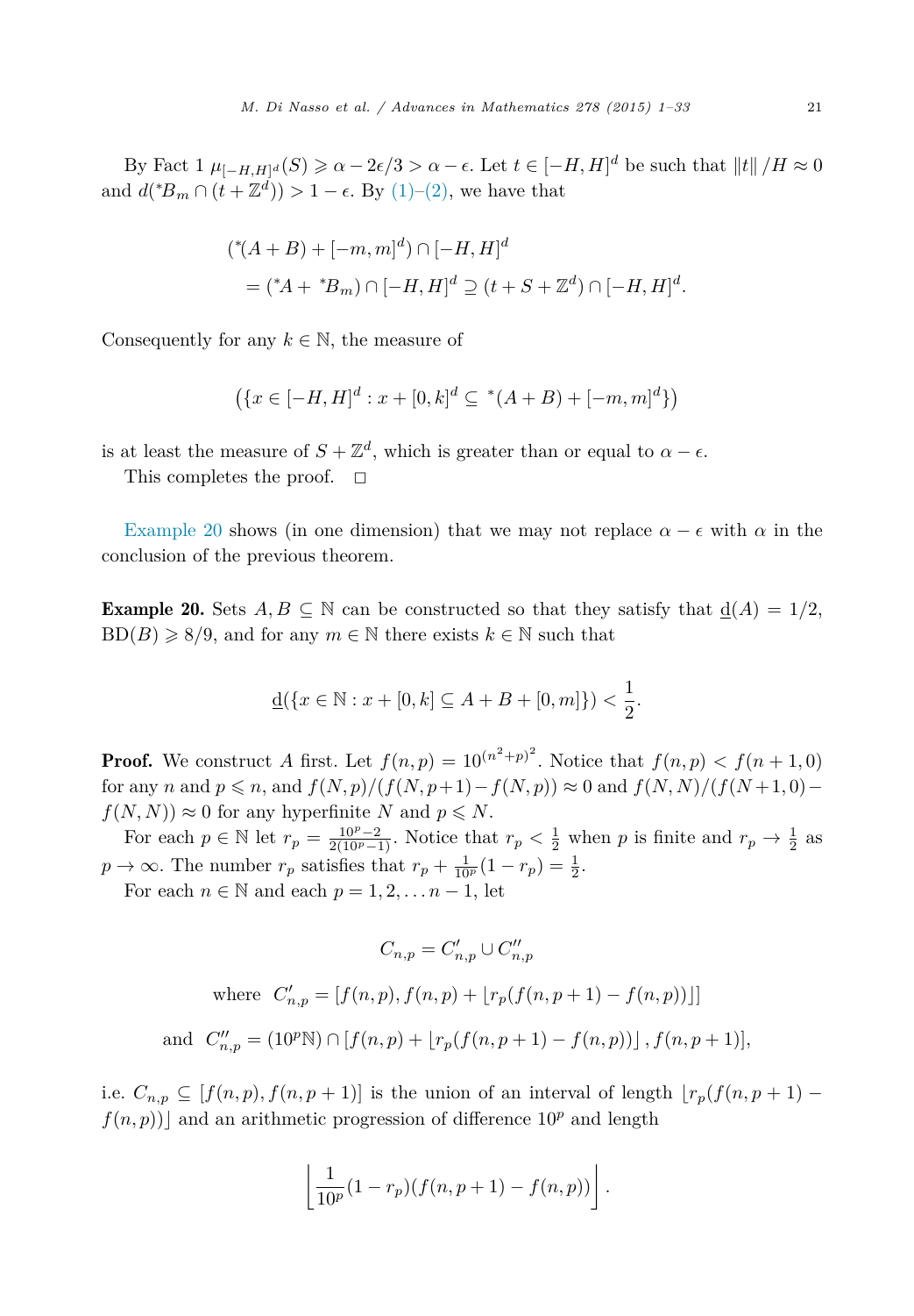By Fact 1 $\mu_{[-H,H]^d}(S) \geqslant \alpha - 2\epsilon/3 > \alpha - \epsilon$. Let $t \in [-H, H]^d$ be such that $\|t\|/H \approx 0$ and $d({}^*B_m \cap (t + \mathbb{Z}^d)) > 1 - \epsilon$. By (1)–(2), we have that

$$
\begin{aligned}
&({}^*(A + B) + [-m, m]^d) \cap [-H, H]^d \\
&\quad = ({}^*A + {}^*B_m) \cap [-H, H]^d \supseteq (t + S + \mathbb{Z}^d) \cap [-H, H]^d.
\end{aligned}
$$

Consequently for any $k \in \mathbb{N}$, the measure of

$$
\left(\{x \in [-H, H]^d : x + [0, k]^d \subseteq {}^*(A + B) + [-m, m]^d\}\right)
$$

is at least the measure of $S + \mathbb{Z}^d$, which is greater than or equal to $\alpha - \epsilon$.

This completes the proof. $\square$

Example 20 shows (in one dimension) that we may not replace $\alpha - \epsilon$ with $\alpha$ in the conclusion of the previous theorem.

**Example 20.** Sets $A, B \subseteq \mathbb{N}$ can be constructed so that they satisfy that $\underline{\mathrm{d}}(A) = 1/2$, $\mathrm{BD}(B) \geqslant 8/9$, and for any $m \in \mathbb{N}$ there exists $k \in \mathbb{N}$ such that

$$
\underline{\mathrm{d}}(\{x \in \mathbb{N} : x + [0, k] \subseteq A + B + [0, m]\}) < \frac{1}{2}.
$$

**Proof.** We construct $A$ first. Let $f(n, p) = 10^{(n^2+p)^2}$. Notice that $f(n, p) < f(n + 1, 0)$ for any $n$ and $p \leqslant n$, and $f(N, p)/(f(N, p+1) - f(N, p)) \approx 0$ and $f(N, N)/(f(N+1, 0) - f(N, N)) \approx 0$ for any hyperfinite $N$ and $p \leqslant N$.

For each $p \in \mathbb{N}$ let $r_p = \frac{10^p - 2}{2(10^p - 1)}$. Notice that $r_p < \frac{1}{2}$ when $p$ is finite and $r_p \to \frac{1}{2}$ as $p \to \infty$. The number $r_p$ satisfies that $r_p + \frac{1}{10^p}(1 - r_p) = \frac{1}{2}$.

For each $n \in \mathbb{N}$ and each $p = 1, 2, \ldots n - 1$, let

$$
C_{n,p} = C'_{n,p} \cup C''_{n,p}
$$

$$
\text{where} \quad C'_{n,p} = [f(n, p), f(n, p) + \lfloor r_p(f(n, p + 1) - f(n, p)) \rfloor]
$$

$$
\text{and} \quad C''_{n,p} = (10^p\mathbb{N}) \cap [f(n, p) + \lfloor r_p(f(n, p + 1) - f(n, p)) \rfloor, f(n, p + 1)],
$$

i.e. $C_{n,p} \subseteq [f(n, p), f(n, p + 1)]$ is the union of an interval of length $\lfloor r_p(f(n, p + 1) - f(n, p)) \rfloor$ and an arithmetic progression of difference $10^p$ and length

$$
\left\lfloor \frac{1}{10^p}(1 - r_p)(f(n, p + 1) - f(n, p)) \right\rfloor .
$$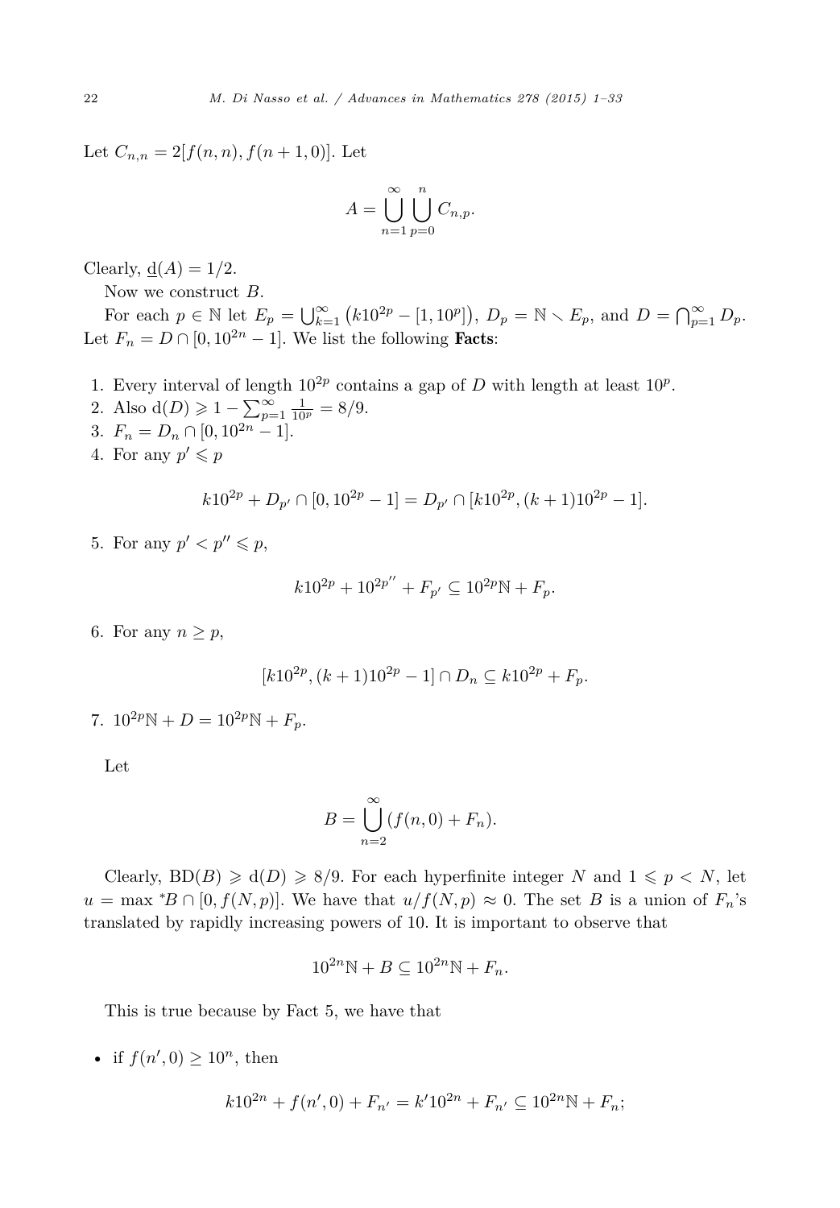Let $C_{n,n} = 2[f(n,n), f(n+1,0)]$. Let

$$A = \bigcup_{n=1}^{\infty} \bigcup_{p=0}^{n} C_{n,p}.$$

Clearly, $\underline{\mathrm{d}}(A) = 1/2$.

Now we construct $B$.

For each $p \in \mathbb{N}$ let $E_p = \bigcup_{k=1}^{\infty} \left(k10^{2p} - [1, 10^p]\right)$, $D_p = \mathbb{N} \setminus E_p$, and $D = \bigcap_{p=1}^{\infty} D_p$. Let $F_n = D \cap [0, 10^{2n} - 1]$. We list the following **Facts**:

1. Every interval of length $10^{2p}$ contains a gap of $D$ with length at least $10^p$.
2. Also $\mathrm{d}(D) \geqslant 1 - \sum_{p=1}^{\infty} \frac{1}{10^p} = 8/9$.
3. $F_n = D_n \cap [0, 10^{2n} - 1]$.
4. For any $p' \leqslant p$

$$k10^{2p} + D_{p'} \cap [0, 10^{2p} - 1] = D_{p'} \cap [k10^{2p}, (k+1)10^{2p} - 1].$$

5. For any $p' < p'' \leqslant p$,

$$k10^{2p} + 10^{2p''} + F_{p'} \subseteq 10^{2p}\mathbb{N} + F_p.$$

6. For any $n \geq p$,

$$[k10^{2p}, (k+1)10^{2p} - 1] \cap D_n \subseteq k10^{2p} + F_p.$$

7. $10^{2p}\mathbb{N} + D = 10^{2p}\mathbb{N} + F_p$.

Let

$$B = \bigcup_{n=2}^{\infty} (f(n,0) + F_n).$$

Clearly, $\mathrm{BD}(B) \geqslant \mathrm{d}(D) \geqslant 8/9$. For each hyperfinite integer $N$ and $1 \leqslant p < N$, let $u = \max {}^*B \cap [0, f(N,p)]$. We have that $u/f(N,p) \approx 0$. The set $B$ is a union of $F_n$'s translated by rapidly increasing powers of 10. It is important to observe that

$$10^{2n}\mathbb{N} + B \subseteq 10^{2n}\mathbb{N} + F_n.$$

This is true because by Fact 5, we have that

- if $f(n',0) \geq 10^n$, then

$$k10^{2n} + f(n',0) + F_{n'} = k'10^{2n} + F_{n'} \subseteq 10^{2n}\mathbb{N} + F_n;$$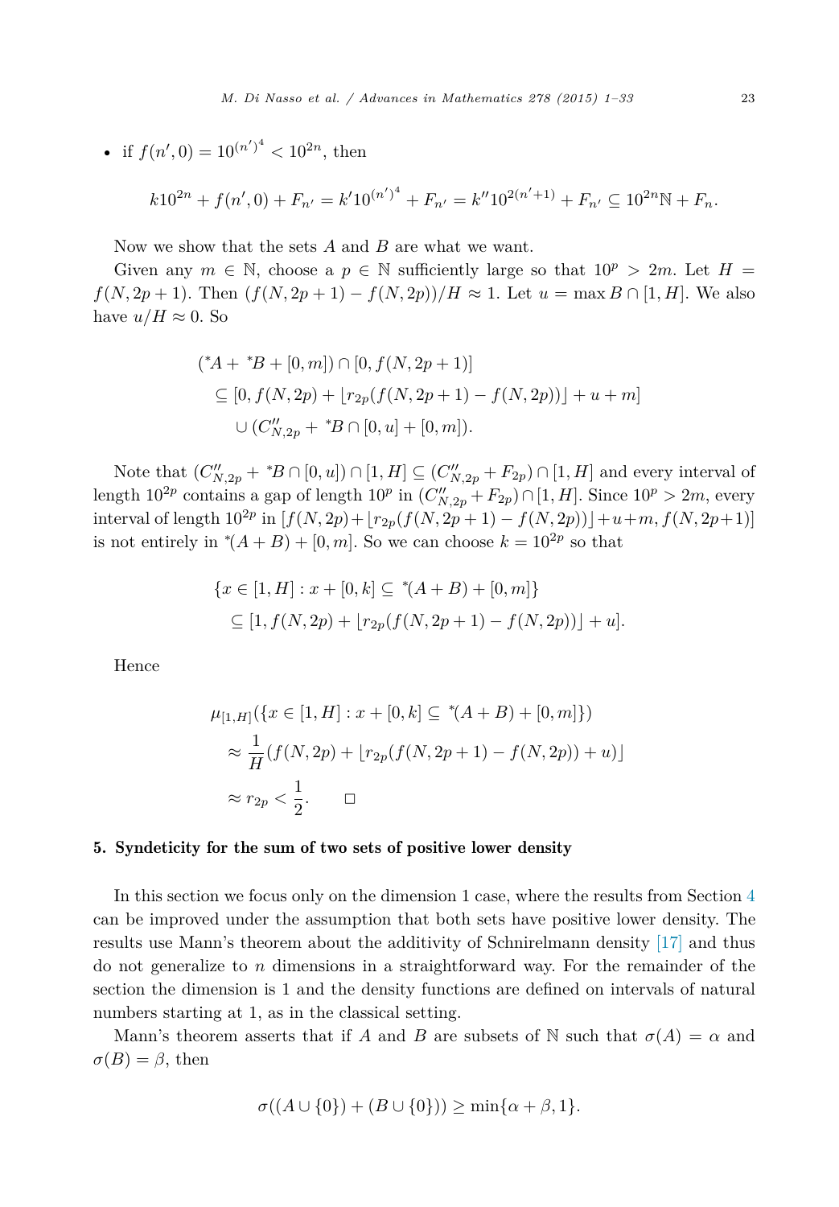- if $f(n', 0) = 10^{(n')^4} < 10^{2n}$, then

$$k10^{2n} + f(n', 0) + F_{n'} = k'10^{(n')^4} + F_{n'} = k''10^{2(n'+1)} + F_{n'} \subseteq 10^{2n}\mathbb{N} + F_n.$$

Now we show that the sets $A$ and $B$ are what we want.

Given any $m \in \mathbb{N}$, choose a $p \in \mathbb{N}$ sufficiently large so that $10^p > 2m$. Let $H = f(N, 2p+1)$. Then $(f(N, 2p+1) - f(N, 2p))/H \approx 1$. Let $u = \max B \cap [1, H]$. We also have $u/H \approx 0$. So

$$\begin{aligned}
&({}^*A + {}^*B + [0, m]) \cap [0, f(N, 2p+1)] \\
&\quad \subseteq [0, f(N, 2p) + \lfloor r_{2p}(f(N, 2p+1) - f(N, 2p)) \rfloor + u + m] \\
&\qquad \cup (C''_{N,2p} + {}^*B \cap [0, u] + [0, m]).
\end{aligned}$$

Note that $(C''_{N,2p} + {}^*B \cap [0, u]) \cap [1, H] \subseteq (C''_{N,2p} + F_{2p}) \cap [1, H]$ and every interval of length $10^{2p}$ contains a gap of length $10^p$ in $(C''_{N,2p} + F_{2p}) \cap [1, H]$. Since $10^p > 2m$, every interval of length $10^{2p}$ in $[f(N, 2p) + \lfloor r_{2p}(f(N, 2p+1) - f(N, 2p)) \rfloor + u + m, f(N, 2p+1)]$ is not entirely in ${}^*(A + B) + [0, m]$. So we can choose $k = 10^{2p}$ so that

$$\begin{aligned}
&\{x \in [1, H] : x + [0, k] \subseteq {}^*(A + B) + [0, m]\} \\
&\quad \subseteq [1, f(N, 2p) + \lfloor r_{2p}(f(N, 2p+1) - f(N, 2p)) \rfloor + u].
\end{aligned}$$

Hence

$$\begin{aligned}
&\mu_{[1,H]}(\{x \in [1, H] : x + [0, k] \subseteq {}^*(A + B) + [0, m]\}) \\
&\quad \approx \frac{1}{H}(f(N, 2p) + \lfloor r_{2p}(f(N, 2p+1) - f(N, 2p)) + u) \rfloor \\
&\quad \approx r_{2p} < \frac{1}{2}. \qquad \square
\end{aligned}$$

## 5. Syndeticity for the sum of two sets of positive lower density

In this section we focus only on the dimension 1 case, where the results from Section 4 can be improved under the assumption that both sets have positive lower density. The results use Mann's theorem about the additivity of Schnirelmann density [17] and thus do not generalize to $n$ dimensions in a straightforward way. For the remainder of the section the dimension is 1 and the density functions are defined on intervals of natural numbers starting at 1, as in the classical setting.

Mann's theorem asserts that if $A$ and $B$ are subsets of $\mathbb{N}$ such that $\sigma(A) = \alpha$ and $\sigma(B) = \beta$, then

$$\sigma((A \cup \{0\}) + (B \cup \{0\})) \geq \min\{\alpha + \beta, 1\}.$$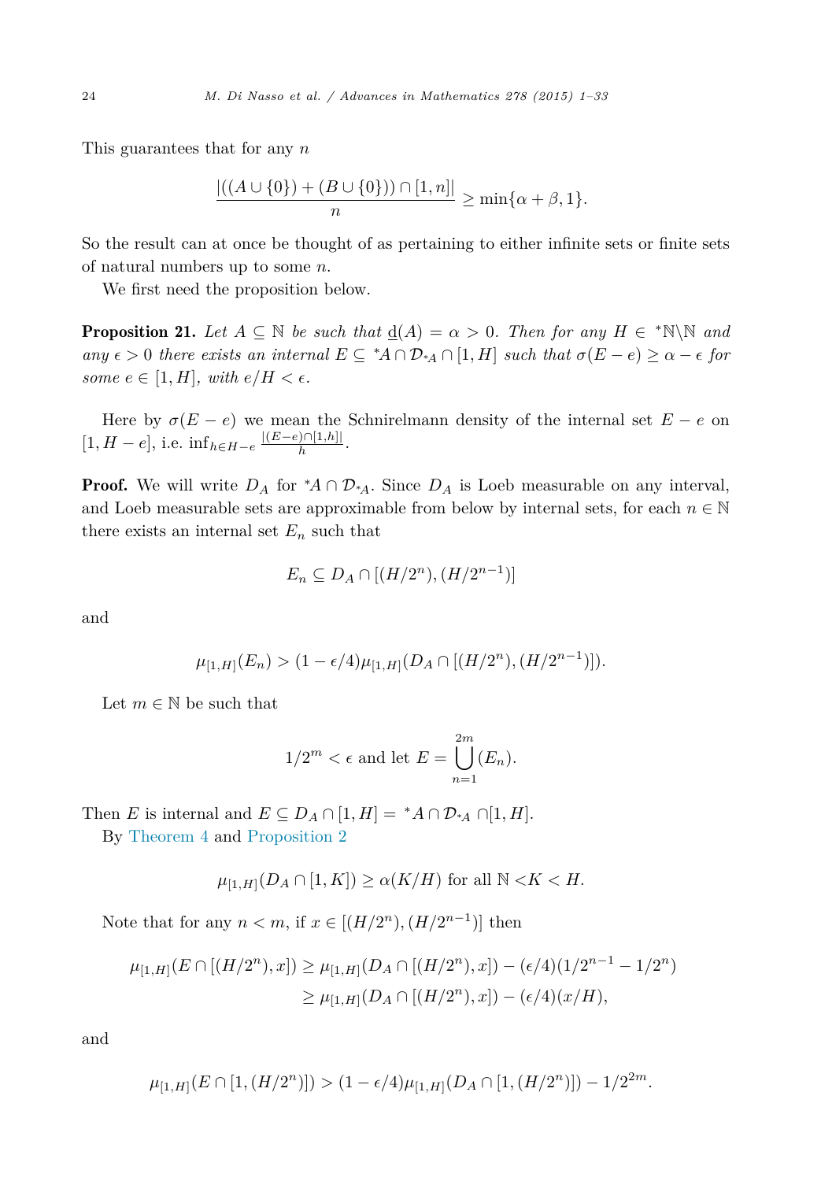This guarantees that for any $n$

$$\frac{|((A \cup \{0\}) + (B \cup \{0\})) \cap [1, n]|}{n} \geq \min\{\alpha + \beta, 1\}.$$

So the result can at once be thought of as pertaining to either infinite sets or finite sets of natural numbers up to some $n$.

We first need the proposition below.

**Proposition 21.** *Let $A \subseteq \mathbb{N}$ be such that $\underline{d}(A) = \alpha > 0$. Then for any $H \in {}^*\mathbb{N} \backslash \mathbb{N}$ and any $\epsilon > 0$ there exists an internal $E \subseteq {}^*A \cap \mathcal{D}_{{}^*A} \cap [1, H]$ such that $\sigma(E - e) \geq \alpha - \epsilon$ for some $e \in [1, H]$, with $e/H < \epsilon$.*

Here by $\sigma(E - e)$ we mean the Schnirelmann density of the internal set $E - e$ on $[1, H - e]$, i.e. $\inf_{h \in H - e} \frac{|(E-e) \cap [1,h]|}{h}$.

**Proof.** We will write $D_A$ for ${}^*A \cap \mathcal{D}_{{}^*A}$. Since $D_A$ is Loeb measurable on any interval, and Loeb measurable sets are approximable from below by internal sets, for each $n \in \mathbb{N}$ there exists an internal set $E_n$ such that

$$E_n \subseteq D_A \cap [(H/2^n), (H/2^{n-1})]$$

and

$$\mu_{[1,H]}(E_n) > (1 - \epsilon/4)\mu_{[1,H]}(D_A \cap [(H/2^n), (H/2^{n-1})]).$$

Let $m \in \mathbb{N}$ be such that

$$1/2^m < \epsilon \text{ and let } E = \bigcup_{n=1}^{2m} (E_n).$$

Then $E$ is internal and $E \subseteq D_A \cap [1, H] = {}^*A \cap \mathcal{D}_{{}^*A} \cap [1, H]$.

By Theorem 4 and Proposition 2

$$\mu_{[1,H]}(D_A \cap [1, K]) \geq \alpha(K/H) \text{ for all } \mathbb{N} < K < H.$$

Note that for any $n < m$, if $x \in [(H/2^n), (H/2^{n-1})]$ then

$$\begin{aligned}
\mu_{[1,H]}(E \cap [(H/2^n), x]) &\geq \mu_{[1,H]}(D_A \cap [(H/2^n), x]) - (\epsilon/4)(1/2^{n-1} - 1/2^n) \\
&\geq \mu_{[1,H]}(D_A \cap [(H/2^n), x]) - (\epsilon/4)(x/H),
\end{aligned}$$

and

$$\mu_{[1,H]}(E \cap [1, (H/2^n)]) > (1 - \epsilon/4)\mu_{[1,H]}(D_A \cap [1, (H/2^n)]) - 1/2^{2m}.$$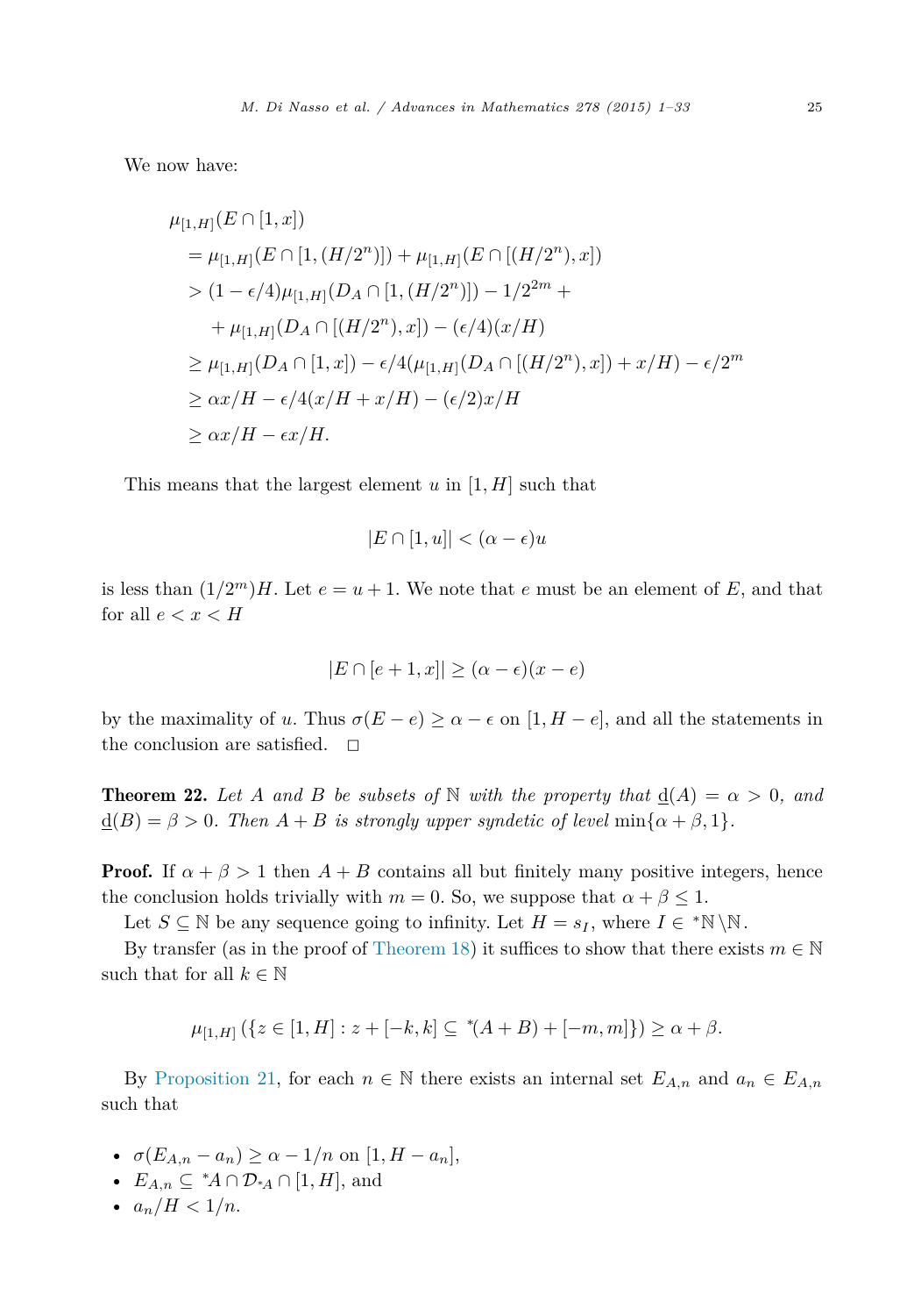We now have:

$$
\begin{aligned}
&\mu_{[1,H]}(E \cap [1,x]) \\
&= \mu_{[1,H]}(E \cap [1,(H/2^n)]) + \mu_{[1,H]}(E \cap [(H/2^n),x]) \\
&> (1-\epsilon/4)\mu_{[1,H]}(D_A \cap [1,(H/2^n)]) - 1/2^{2m} + \\
&\quad + \mu_{[1,H]}(D_A \cap [(H/2^n),x]) - (\epsilon/4)(x/H) \\
&\geq \mu_{[1,H]}(D_A \cap [1,x]) - \epsilon/4(\mu_{[1,H]}(D_A \cap [(H/2^n),x]) + x/H) - \epsilon/2^m \\
&\geq \alpha x/H - \epsilon/4(x/H + x/H) - (\epsilon/2)x/H \\
&\geq \alpha x/H - \epsilon x/H.
\end{aligned}
$$

This means that the largest element $u$ in $[1,H]$ such that

$$|E \cap [1,u]| < (\alpha - \epsilon)u$$

is less than $(1/2^m)H$. Let $e = u+1$. We note that $e$ must be an element of $E$, and that for all $e < x < H$

$$|E \cap [e+1,x]| \geq (\alpha - \epsilon)(x-e)$$

by the maximality of $u$. Thus $\sigma(E-e) \geq \alpha - \epsilon$ on $[1, H-e]$, and all the statements in the conclusion are satisfied. $\square$

**Theorem 22.** *Let $A$ and $B$ be subsets of $\mathbb{N}$ with the property that $\underline{\mathrm{d}}(A) = \alpha > 0$, and $\underline{\mathrm{d}}(B) = \beta > 0$. Then $A+B$ is strongly upper syndetic of level $\min\{\alpha+\beta, 1\}$.*

**Proof.** If $\alpha + \beta > 1$ then $A+B$ contains all but finitely many positive integers, hence the conclusion holds trivially with $m = 0$. So, we suppose that $\alpha + \beta \leq 1$.

Let $S \subseteq \mathbb{N}$ be any sequence going to infinity. Let $H = s_I$, where $I \in {}^*\mathbb{N} \setminus \mathbb{N}$.

By transfer (as in the proof of Theorem 18) it suffices to show that there exists $m \in \mathbb{N}$ such that for all $k \in \mathbb{N}$

$$\mu_{[1,H]}\left(\{z \in [1,H] : z + [-k,k] \subseteq {}^*(A+B) + [-m,m]\}\right) \geq \alpha + \beta.$$

By Proposition 21, for each $n \in \mathbb{N}$ there exists an internal set $E_{A,n}$ and $a_n \in E_{A,n}$ such that

- $\sigma(E_{A,n} - a_n) \geq \alpha - 1/n$ on $[1, H - a_n]$,
- $E_{A,n} \subseteq {}^*A \cap \mathcal{D}_{{}^*A} \cap [1,H]$, and
- $a_n/H < 1/n$.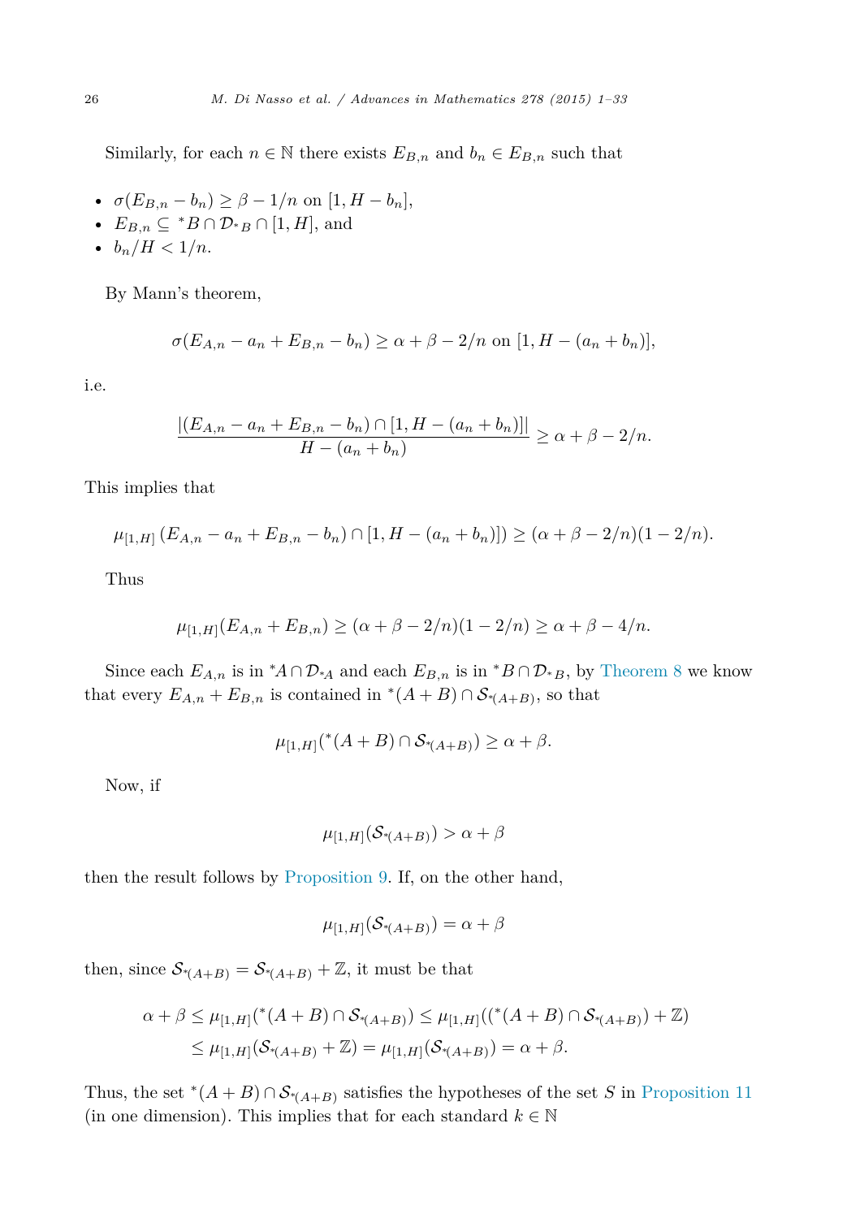Similarly, for each $n \in \mathbb{N}$ there exists $E_{B,n}$ and $b_n \in E_{B,n}$ such that

- $\sigma(E_{B,n} - b_n) \geq \beta - 1/n$ on $[1, H - b_n]$,
- $E_{B,n} \subseteq {}^*B \cap \mathcal{D}_{{}^*B} \cap [1, H]$, and
- $b_n/H < 1/n$.

By Mann's theorem,

$$\sigma(E_{A,n} - a_n + E_{B,n} - b_n) \geq \alpha + \beta - 2/n \text{ on } [1, H - (a_n + b_n)],$$

i.e.

$$\frac{|(E_{A,n} - a_n + E_{B,n} - b_n) \cap [1, H - (a_n + b_n)]|}{H - (a_n + b_n)} \geq \alpha + \beta - 2/n.$$

This implies that

$$\mu_{[1,H]}\left(E_{A,n} - a_n + E_{B,n} - b_n\right) \cap [1, H - (a_n + b_n)]) \geq (\alpha + \beta - 2/n)(1 - 2/n).$$

Thus

$$\mu_{[1,H]}(E_{A,n} + E_{B,n}) \geq (\alpha + \beta - 2/n)(1 - 2/n) \geq \alpha + \beta - 4/n.$$

Since each $E_{A,n}$ is in ${}^*A \cap \mathcal{D}_{{}^*A}$ and each $E_{B,n}$ is in ${}^*B \cap \mathcal{D}_{{}^*B}$, by Theorem 8 we know that every $E_{A,n} + E_{B,n}$ is contained in ${}^*(A + B) \cap \mathcal{S}_{{}^*(A+B)}$, so that

$$\mu_{[1,H]}({}^*(A + B) \cap \mathcal{S}_{{}^*(A+B)}) \geq \alpha + \beta.$$

Now, if

$$\mu_{[1,H]}(\mathcal{S}_{{}^*(A+B)}) > \alpha + \beta$$

then the result follows by Proposition 9. If, on the other hand,

$$\mu_{[1,H]}(\mathcal{S}_{{}^*(A+B)}) = \alpha + \beta$$

then, since $\mathcal{S}_{{}^*(A+B)} = \mathcal{S}_{{}^*(A+B)} + \mathbb{Z}$, it must be that

$$\begin{aligned}
\alpha + \beta \leq \mu_{[1,H]}({}^*(A + B) \cap \mathcal{S}_{{}^*(A+B)}) &\leq \mu_{[1,H]}(({}^*(A + B) \cap \mathcal{S}_{{}^*(A+B)}) + \mathbb{Z}) \\
&\leq \mu_{[1,H]}(\mathcal{S}_{{}^*(A+B)} + \mathbb{Z}) = \mu_{[1,H]}(\mathcal{S}_{{}^*(A+B)}) = \alpha + \beta.
\end{aligned}$$

Thus, the set ${}^*(A + B) \cap \mathcal{S}_{{}^*(A+B)}$ satisfies the hypotheses of the set $S$ in Proposition 11 (in one dimension). This implies that for each standard $k \in \mathbb{N}$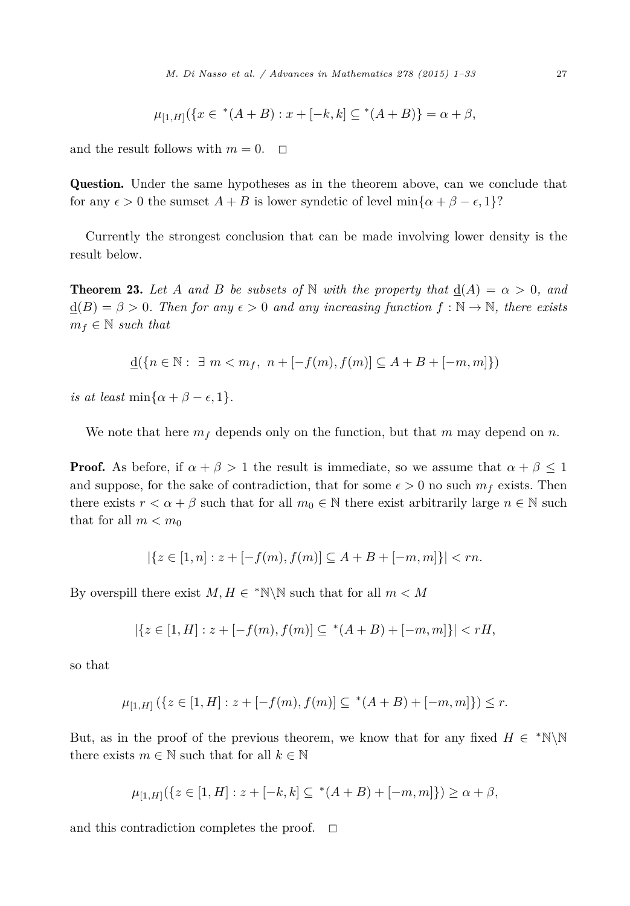$$\mu_{[1,H]}(\{x \in {}^*(A+B) : x + [-k,k] \subseteq {}^*(A+B)\} = \alpha + \beta,$$

and the result follows with $m = 0$. $\square$

**Question.** Under the same hypotheses as in the theorem above, can we conclude that for any $\epsilon > 0$ the sumset $A + B$ is lower syndetic of level $\min\{\alpha + \beta - \epsilon, 1\}$?

Currently the strongest conclusion that can be made involving lower density is the result below.

**Theorem 23.** *Let $A$ and $B$ be subsets of $\mathbb{N}$ with the property that $\underline{\mathrm{d}}(A) = \alpha > 0$, and $\underline{\mathrm{d}}(B) = \beta > 0$. Then for any $\epsilon > 0$ and any increasing function $f : \mathbb{N} \to \mathbb{N}$, there exists $m_f \in \mathbb{N}$ such that*

$$\underline{\mathrm{d}}(\{n \in \mathbb{N} : \exists\, m < m_f,\ n + [-f(m), f(m)] \subseteq A + B + [-m, m]\})$$

*is at least* $\min\{\alpha + \beta - \epsilon, 1\}$.

We note that here $m_f$ depends only on the function, but that $m$ may depend on $n$.

**Proof.** As before, if $\alpha + \beta > 1$ the result is immediate, so we assume that $\alpha + \beta \leq 1$ and suppose, for the sake of contradiction, that for some $\epsilon > 0$ no such $m_f$ exists. Then there exists $r < \alpha + \beta$ such that for all $m_0 \in \mathbb{N}$ there exist arbitrarily large $n \in \mathbb{N}$ such that for all $m < m_0$

$$|\{z \in [1, n] : z + [-f(m), f(m)] \subseteq A + B + [-m, m]\}| < rn.$$

By overspill there exist $M, H \in {}^*\mathbb{N} \backslash \mathbb{N}$ such that for all $m < M$

$$|\{z \in [1, H] : z + [-f(m), f(m)] \subseteq {}^*(A+B) + [-m, m]\}| < rH,$$

so that

$$\mu_{[1,H]}\left(\{z \in [1, H] : z + [-f(m), f(m)] \subseteq {}^*(A+B) + [-m, m]\}\right) \leq r.$$

But, as in the proof of the previous theorem, we know that for any fixed $H \in {}^*\mathbb{N} \backslash \mathbb{N}$ there exists $m \in \mathbb{N}$ such that for all $k \in \mathbb{N}$

$$\mu_{[1,H]}(\{z \in [1, H] : z + [-k, k] \subseteq {}^*(A+B) + [-m, m]\}) \geq \alpha + \beta,$$

and this contradiction completes the proof. $\square$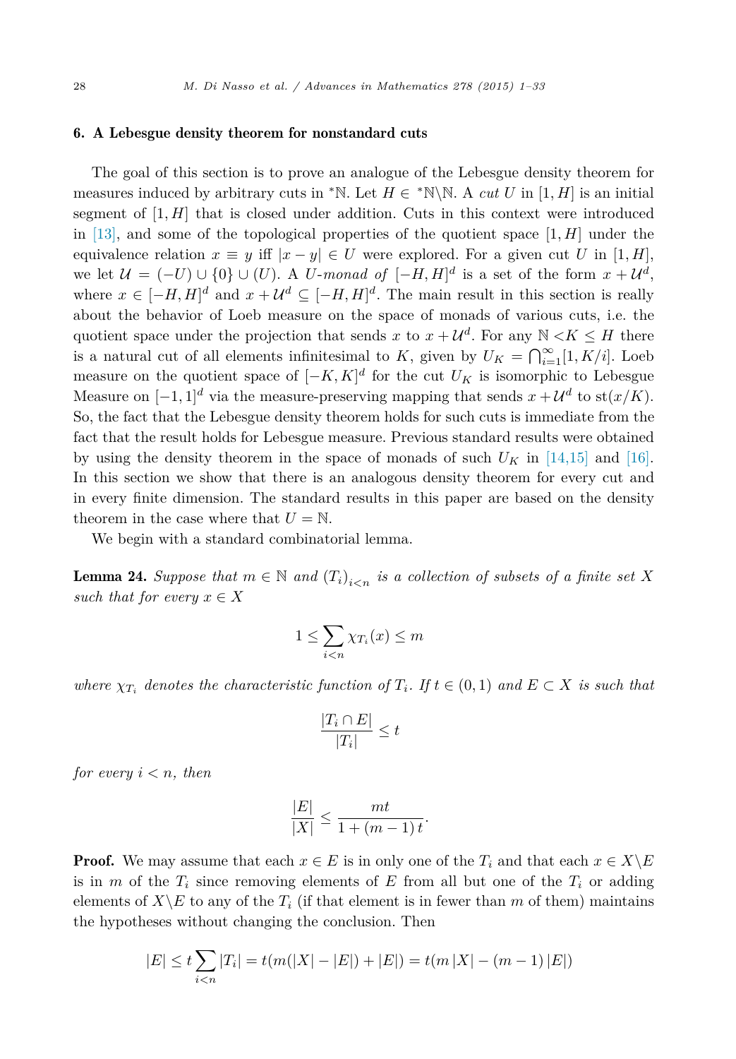## 6. A Lebesgue density theorem for nonstandard cuts

The goal of this section is to prove an analogue of the Lebesgue density theorem for measures induced by arbitrary cuts in ${}^*\mathbb{N}$. Let $H \in {}^*\mathbb{N}\backslash\mathbb{N}$. A *cut* $U$ in $[1, H]$ is an initial segment of $[1, H]$ that is closed under addition. Cuts in this context were introduced in [13], and some of the topological properties of the quotient space $[1, H]$ under the equivalence relation $x \equiv y$ iff $|x - y| \in U$ were explored. For a given cut $U$ in $[1, H]$, we let $\mathcal{U} = (-U) \cup \{0\} \cup (U)$. A *U-monad of* $[-H, H]^d$ is a set of the form $x + \mathcal{U}^d$, where $x \in [-H, H]^d$ and $x + \mathcal{U}^d \subseteq [-H, H]^d$. The main result in this section is really about the behavior of Loeb measure on the space of monads of various cuts, i.e. the quotient space under the projection that sends $x$ to $x + \mathcal{U}^d$. For any $\mathbb{N} < K \leq H$ there is a natural cut of all elements infinitesimal to $K$, given by $U_K = \bigcap_{i=1}^{\infty}[1, K/i]$. Loeb measure on the quotient space of $[-K, K]^d$ for the cut $U_K$ is isomorphic to Lebesgue Measure on $[-1, 1]^d$ via the measure-preserving mapping that sends $x + \mathcal{U}^d$ to $\mathrm{st}(x/K)$. So, the fact that the Lebesgue density theorem holds for such cuts is immediate from the fact that the result holds for Lebesgue measure. Previous standard results were obtained by using the density theorem in the space of monads of such $U_K$ in [14,15] and [16]. In this section we show that there is an analogous density theorem for every cut and in every finite dimension. The standard results in this paper are based on the density theorem in the case where that $U = \mathbb{N}$.

We begin with a standard combinatorial lemma.

**Lemma 24.** *Suppose that $m \in \mathbb{N}$ and $(T_i)_{i<n}$ is a collection of subsets of a finite set $X$ such that for every $x \in X$*

$$1 \leq \sum_{i<n} \chi_{T_i}(x) \leq m$$

*where $\chi_{T_i}$ denotes the characteristic function of $T_i$. If $t \in (0, 1)$ and $E \subset X$ is such that*

$$\frac{|T_i \cap E|}{|T_i|} \leq t$$

*for every $i < n$, then*

$$\frac{|E|}{|X|} \leq \frac{mt}{1 + (m-1)\, t}.$$

**Proof.** We may assume that each $x \in E$ is in only one of the $T_i$ and that each $x \in X\backslash E$ is in $m$ of the $T_i$ since removing elements of $E$ from all but one of the $T_i$ or adding elements of $X\backslash E$ to any of the $T_i$ (if that element is in fewer than $m$ of them) maintains the hypotheses without changing the conclusion. Then

$$|E| \leq t \sum_{i<n} |T_i| = t(m(|X| - |E|) + |E|) = t(m\,|X| - (m-1)\,|E|)$$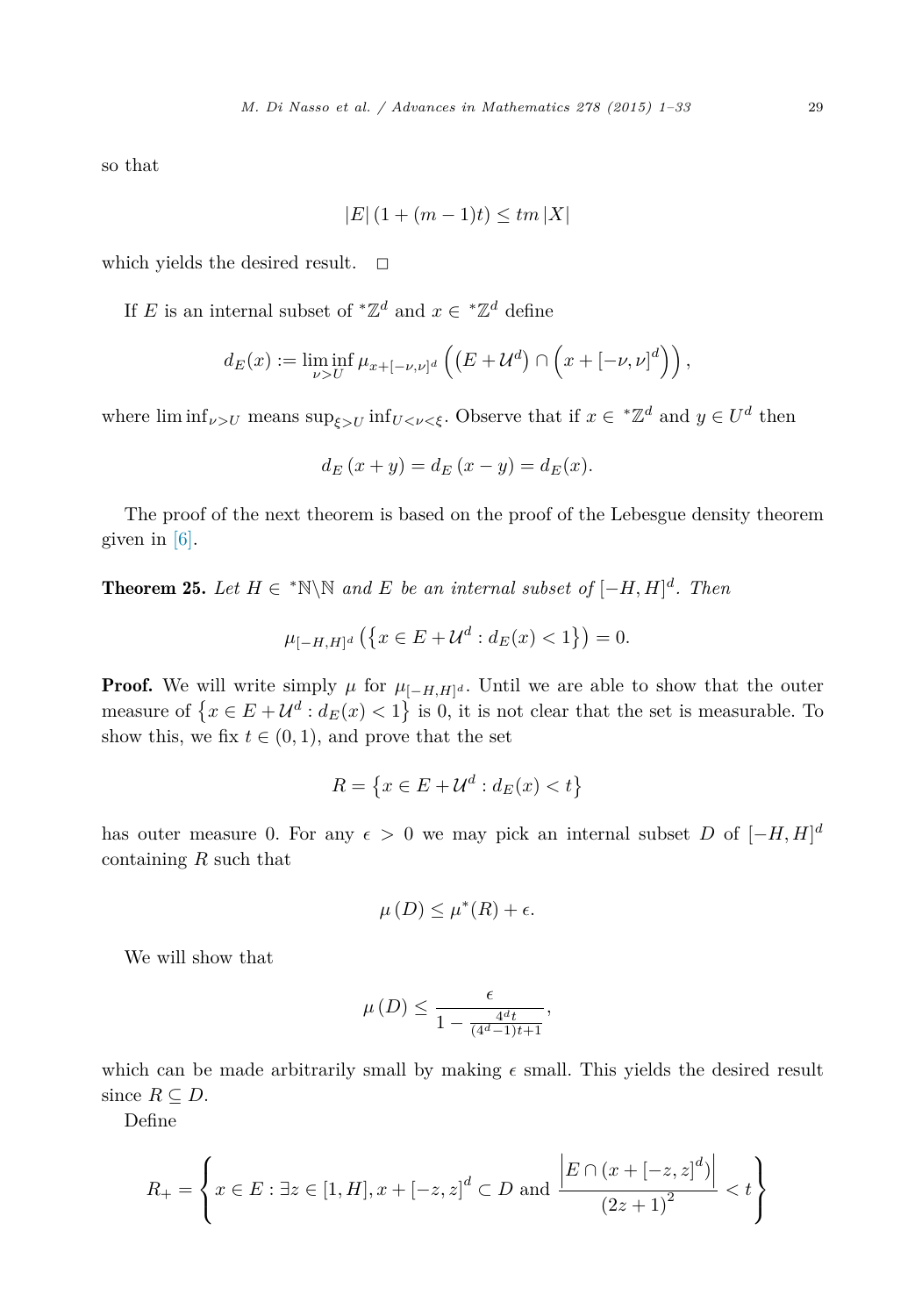so that

$$|E|\,(1+(m-1)t) \leq tm\,|X|$$

which yields the desired result. □

If $E$ is an internal subset of ${}^*\mathbb{Z}^d$ and $x \in {}^*\mathbb{Z}^d$ define

$$d_E(x) := \liminf_{\nu > U} \mu_{x+[-\nu,\nu]^d}\left(\left(E + \mathcal{U}^d\right) \cap \left(x + [-\nu,\nu]^d\right)\right),$$

where $\liminf_{\nu>U}$ means $\sup_{\xi>U} \inf_{U<\nu<\xi}$. Observe that if $x \in {}^*\mathbb{Z}^d$ and $y \in U^d$ then

$$d_E\,(x+y) = d_E\,(x-y) = d_E(x).$$

The proof of the next theorem is based on the proof of the Lebesgue density theorem given in [6].

**Theorem 25.** *Let $H \in {}^*\mathbb{N}\backslash\mathbb{N}$ and $E$ be an internal subset of $[-H,H]^d$. Then*

$$\mu_{[-H,H]^d}\left(\left\{x \in E + \mathcal{U}^d : d_E(x) < 1\right\}\right) = 0.$$

**Proof.** We will write simply $\mu$ for $\mu_{[-H,H]^d}$. Until we are able to show that the outer measure of $\left\{x \in E + \mathcal{U}^d : d_E(x) < 1\right\}$ is 0, it is not clear that the set is measurable. To show this, we fix $t \in (0,1)$, and prove that the set

$$R = \left\{x \in E + \mathcal{U}^d : d_E(x) < t\right\}$$

has outer measure 0. For any $\epsilon > 0$ we may pick an internal subset $D$ of $[-H,H]^d$ containing $R$ such that

$$\mu\,(D) \leq \mu^*(R) + \epsilon.$$

We will show that

$$\mu\,(D) \leq \frac{\epsilon}{1 - \frac{4^d t}{(4^d-1)t+1}},$$

which can be made arbitrarily small by making $\epsilon$ small. This yields the desired result since $R \subseteq D$.

Define

$$R_+ = \left\{ x \in E : \exists z \in [1,H], x + [-z,z]^d \subset D \text{ and } \frac{\left|E \cap (x + [-z,z]^d)\right|}{(2z+1)^2} < t \right\}$$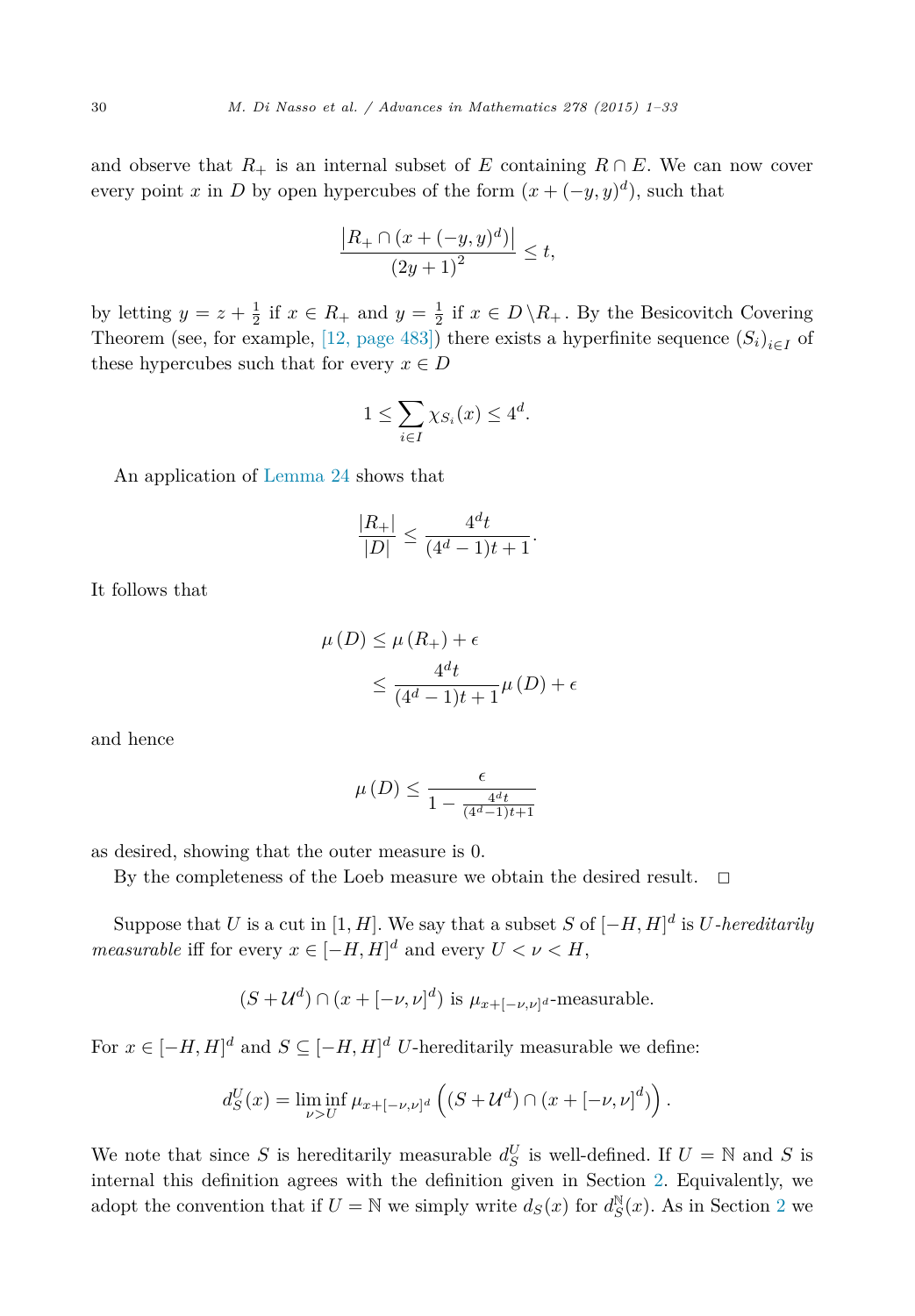and observe that $R_+$ is an internal subset of $E$ containing $R \cap E$. We can now cover every point $x$ in $D$ by open hypercubes of the form $(x + (-y, y)^d)$, such that

$$\frac{\left|R_+ \cap (x + (-y, y)^d)\right|}{(2y+1)^2} \leq t,$$

by letting $y = z + \frac{1}{2}$ if $x \in R_+$ and $y = \frac{1}{2}$ if $x \in D \backslash R_+$. By the Besicovitch Covering Theorem (see, for example, [12, page 483]) there exists a hyperfinite sequence $(S_i)_{i \in I}$ of these hypercubes such that for every $x \in D$

$$1 \leq \sum_{i \in I} \chi_{S_i}(x) \leq 4^d.$$

An application of Lemma 24 shows that

$$\frac{|R_+|}{|D|} \leq \frac{4^d t}{(4^d - 1)t + 1}.$$

It follows that

$$\begin{aligned}
\mu(D) &\leq \mu(R_+) + \epsilon \\
&\leq \frac{4^d t}{(4^d - 1)t + 1} \mu(D) + \epsilon
\end{aligned}$$

and hence

$$\mu(D) \leq \frac{\epsilon}{1 - \frac{4^d t}{(4^d - 1)t + 1}}$$

as desired, showing that the outer measure is 0.

By the completeness of the Loeb measure we obtain the desired result. $\square$

Suppose that $U$ is a cut in $[1, H]$. We say that a subset $S$ of $[-H, H]^d$ is $U$-*hereditarily measurable* iff for every $x \in [-H, H]^d$ and every $U < \nu < H$,

$$(S + \mathcal{U}^d) \cap (x + [-\nu, \nu]^d) \text{ is } \mu_{x + [-\nu, \nu]^d}\text{-measurable.}$$

For $x \in [-H, H]^d$ and $S \subseteq [-H, H]^d$ $U$-hereditarily measurable we define:

$$d_S^U(x) = \liminf_{\nu > U} \mu_{x + [-\nu, \nu]^d}\left((S + \mathcal{U}^d) \cap (x + [-\nu, \nu]^d)\right).$$

We note that since $S$ is hereditarily measurable $d_S^U$ is well-defined. If $U = \mathbb{N}$ and $S$ is internal this definition agrees with the definition given in Section 2. Equivalently, we adopt the convention that if $U = \mathbb{N}$ we simply write $d_S(x)$ for $d_S^{\mathbb{N}}(x)$. As in Section 2 we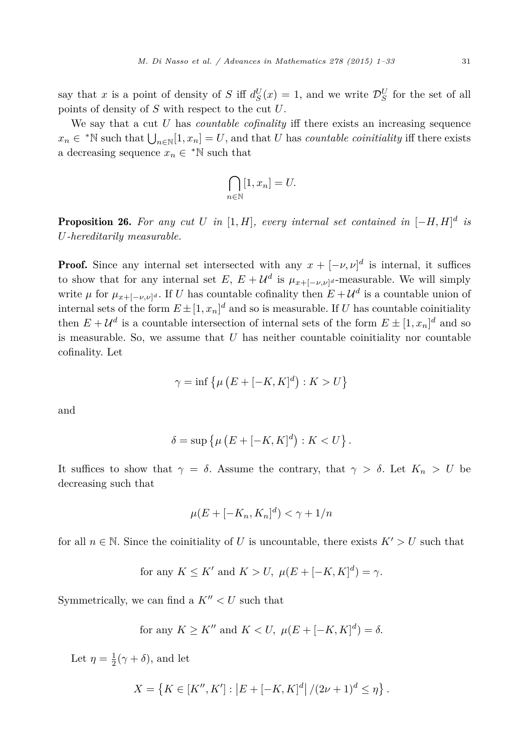say that $x$ is a point of density of $S$ iff $d_S^U(x) = 1$, and we write $\mathcal{D}_S^U$ for the set of all points of density of $S$ with respect to the cut $U$.

We say that a cut $U$ has *countable cofinality* iff there exists an increasing sequence $x_n \in {}^*\mathbb{N}$ such that $\bigcup_{n\in\mathbb{N}}[1, x_n] = U$, and that $U$ has *countable coinitiality* iff there exists a decreasing sequence $x_n \in {}^*\mathbb{N}$ such that

$$\bigcap_{n\in\mathbb{N}}[1, x_n] = U.$$

**Proposition 26.** *For any cut $U$ in $[1, H]$, every internal set contained in $[-H, H]^d$ is $U$-hereditarily measurable.*

**Proof.** Since any internal set intersected with any $x + [-\nu, \nu]^d$ is internal, it suffices to show that for any internal set $E$, $E + \mathcal{U}^d$ is $\mu_{x+[-\nu,\nu]^d}$-measurable. We will simply write $\mu$ for $\mu_{x+[-\nu,\nu]^d}$. If $U$ has countable cofinality then $E + \mathcal{U}^d$ is a countable union of internal sets of the form $E \pm [1, x_n]^d$ and so is measurable. If $U$ has countable coinitiality then $E + \mathcal{U}^d$ is a countable intersection of internal sets of the form $E \pm [1, x_n]^d$ and so is measurable. So, we assume that $U$ has neither countable coinitiality nor countable cofinality. Let

$$\gamma = \inf\left\{\mu\left(E + [-K, K]^d\right) : K > U\right\}$$

and

$$\delta = \sup\left\{\mu\left(E + [-K, K]^d\right) : K < U\right\}.$$

It suffices to show that $\gamma = \delta$. Assume the contrary, that $\gamma > \delta$. Let $K_n > U$ be decreasing such that

$$\mu(E + [-K_n, K_n]^d) < \gamma + 1/n$$

for all $n \in \mathbb{N}$. Since the coinitiality of $U$ is uncountable, there exists $K' > U$ such that

$$\text{for any } K \leq K' \text{ and } K > U,\ \mu(E + [-K, K]^d) = \gamma.$$

Symmetrically, we can find a $K'' < U$ such that

$$\text{for any } K \geq K'' \text{ and } K < U,\ \mu(E + [-K, K]^d) = \delta.$$

Let $\eta = \frac{1}{2}(\gamma + \delta)$, and let

$$X = \left\{K \in [K'', K'] : \left|E + [-K, K]^d\right| / (2\nu + 1)^d \leq \eta\right\}.$$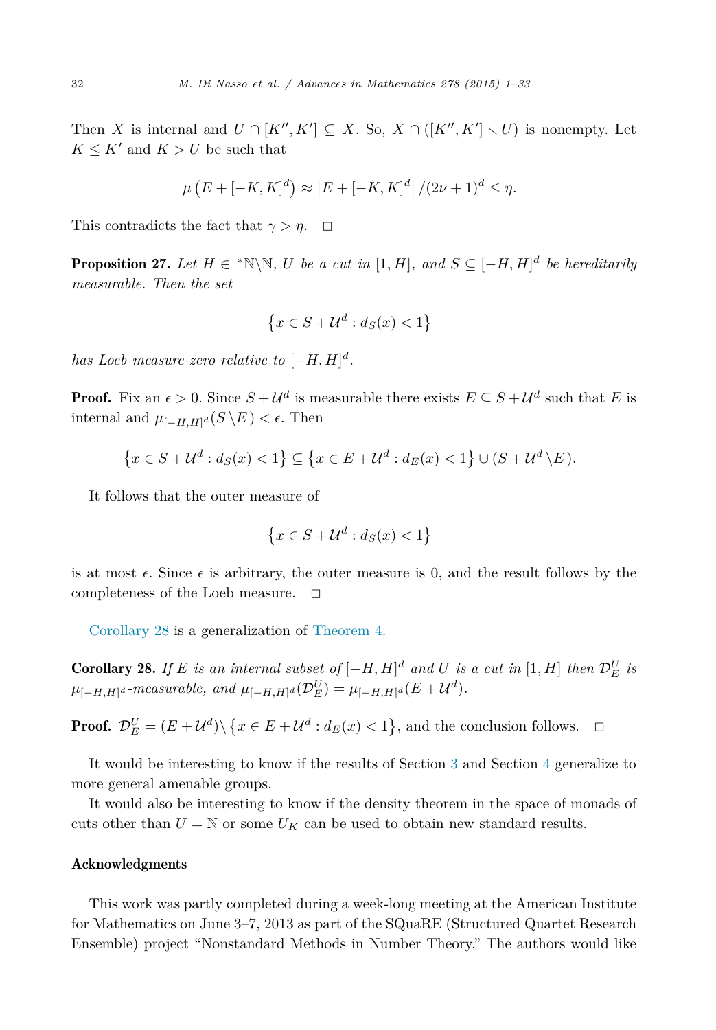Then $X$ is internal and $U \cap [K'', K'] \subseteq X$. So, $X \cap ([K'', K'] \setminus U)$ is nonempty. Let $K \leq K'$ and $K > U$ be such that

$$\mu\left(E + [-K, K]^d\right) \approx \left|E + [-K, K]^d\right| / (2\nu + 1)^d \leq \eta.$$

This contradicts the fact that $\gamma > \eta$. $\square$

**Proposition 27.** *Let $H \in {}^*\mathbb{N} \setminus \mathbb{N}$, $U$ be a cut in $[1, H]$, and $S \subseteq [-H, H]^d$ be hereditarily measurable. Then the set*

$$\left\{x \in S + \mathcal{U}^d : d_S(x) < 1\right\}$$

*has Loeb measure zero relative to $[-H, H]^d$.*

**Proof.** Fix an $\epsilon > 0$. Since $S + \mathcal{U}^d$ is measurable there exists $E \subseteq S + \mathcal{U}^d$ such that $E$ is internal and $\mu_{[-H,H]^d}(S \setminus E) < \epsilon$. Then

$$\left\{x \in S + \mathcal{U}^d : d_S(x) < 1\right\} \subseteq \left\{x \in E + \mathcal{U}^d : d_E(x) < 1\right\} \cup (S + \mathcal{U}^d \setminus E).$$

It follows that the outer measure of

$$\left\{x \in S + \mathcal{U}^d : d_S(x) < 1\right\}$$

is at most $\epsilon$. Since $\epsilon$ is arbitrary, the outer measure is 0, and the result follows by the completeness of the Loeb measure. $\square$

Corollary 28 is a generalization of Theorem 4.

**Corollary 28.** *If $E$ is an internal subset of $[-H, H]^d$ and $U$ is a cut in $[1, H]$ then $\mathcal{D}_E^U$ is $\mu_{[-H,H]^d}$-measurable, and $\mu_{[-H,H]^d}(\mathcal{D}_E^U) = \mu_{[-H,H]^d}(E + \mathcal{U}^d)$.*

**Proof.** $\mathcal{D}_E^U = (E + \mathcal{U}^d) \setminus \left\{x \in E + \mathcal{U}^d : d_E(x) < 1\right\}$, and the conclusion follows. $\square$

It would be interesting to know if the results of Section 3 and Section 4 generalize to more general amenable groups.

It would also be interesting to know if the density theorem in the space of monads of cuts other than $U = \mathbb{N}$ or some $U_K$ can be used to obtain new standard results.

## Acknowledgments

This work was partly completed during a week-long meeting at the American Institute for Mathematics on June 3–7, 2013 as part of the SQuaRE (Structured Quartet Research Ensemble) project "Nonstandard Methods in Number Theory." The authors would like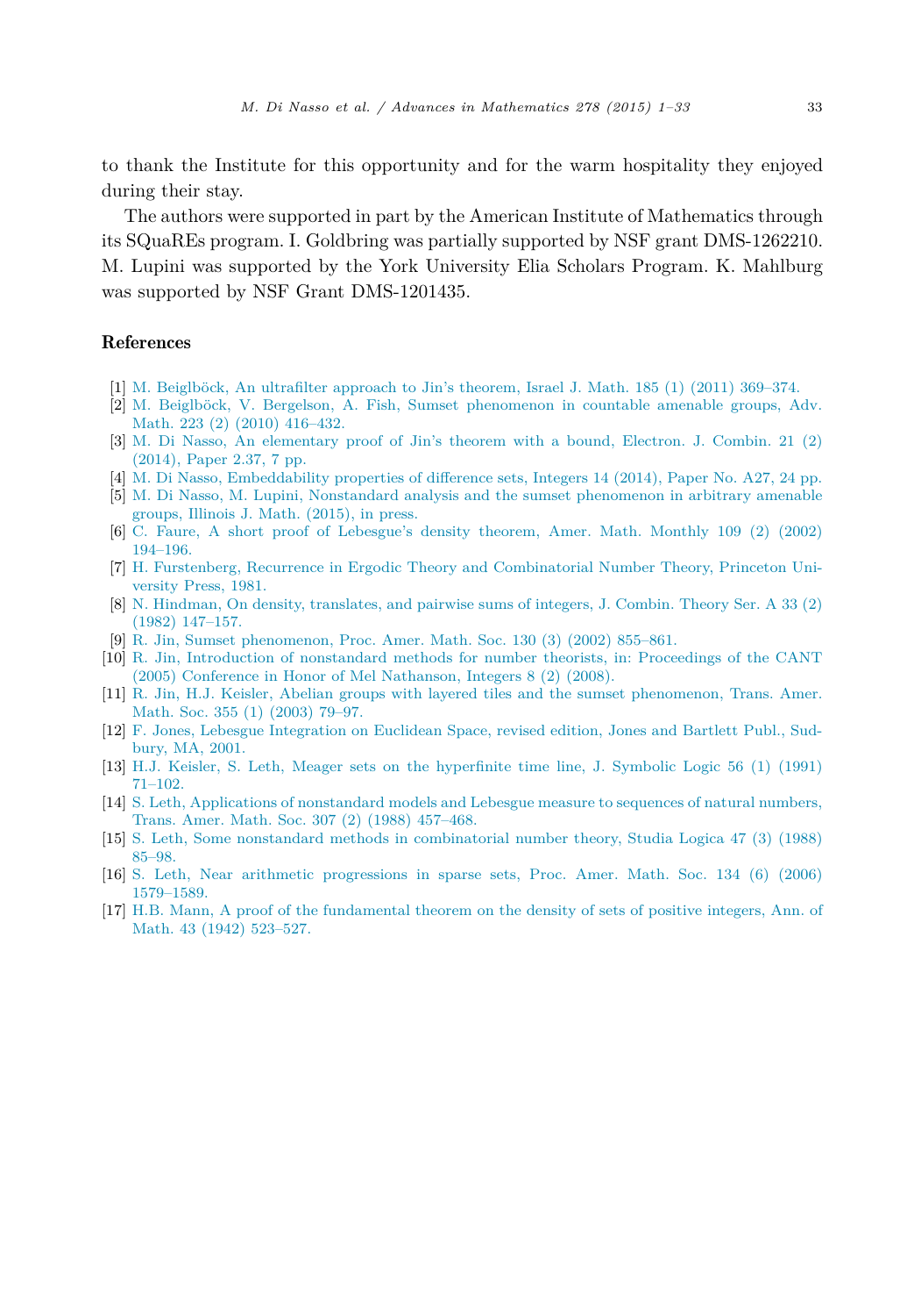to thank the Institute for this opportunity and for the warm hospitality they enjoyed during their stay.

The authors were supported in part by the American Institute of Mathematics through its SQuaREs program. I. Goldbring was partially supported by NSF grant DMS-1262210. M. Lupini was supported by the York University Elia Scholars Program. K. Mahlburg was supported by NSF Grant DMS-1201435.

## References

[1] M. Beiglböck, An ultrafilter approach to Jin's theorem, Israel J. Math. 185 (1) (2011) 369–374.

[2] M. Beiglböck, V. Bergelson, A. Fish, Sumset phenomenon in countable amenable groups, Adv. Math. 223 (2) (2010) 416–432.

[3] M. Di Nasso, An elementary proof of Jin's theorem with a bound, Electron. J. Combin. 21 (2) (2014), Paper 2.37, 7 pp.

[4] M. Di Nasso, Embeddability properties of difference sets, Integers 14 (2014), Paper No. A27, 24 pp.

[5] M. Di Nasso, M. Lupini, Nonstandard analysis and the sumset phenomenon in arbitrary amenable groups, Illinois J. Math. (2015), in press.

[6] C. Faure, A short proof of Lebesgue's density theorem, Amer. Math. Monthly 109 (2) (2002) 194–196.

[7] H. Furstenberg, Recurrence in Ergodic Theory and Combinatorial Number Theory, Princeton University Press, 1981.

[8] N. Hindman, On density, translates, and pairwise sums of integers, J. Combin. Theory Ser. A 33 (2) (1982) 147–157.

[9] R. Jin, Sumset phenomenon, Proc. Amer. Math. Soc. 130 (3) (2002) 855–861.

[10] R. Jin, Introduction of nonstandard methods for number theorists, in: Proceedings of the CANT (2005) Conference in Honor of Mel Nathanson, Integers 8 (2) (2008).

[11] R. Jin, H.J. Keisler, Abelian groups with layered tiles and the sumset phenomenon, Trans. Amer. Math. Soc. 355 (1) (2003) 79–97.

[12] F. Jones, Lebesgue Integration on Euclidean Space, revised edition, Jones and Bartlett Publ., Sudbury, MA, 2001.

[13] H.J. Keisler, S. Leth, Meager sets on the hyperfinite time line, J. Symbolic Logic 56 (1) (1991) 71–102.

[14] S. Leth, Applications of nonstandard models and Lebesgue measure to sequences of natural numbers, Trans. Amer. Math. Soc. 307 (2) (1988) 457–468.

[15] S. Leth, Some nonstandard methods in combinatorial number theory, Studia Logica 47 (3) (1988) 85–98.

[16] S. Leth, Near arithmetic progressions in sparse sets, Proc. Amer. Math. Soc. 134 (6) (2006) 1579–1589.

[17] H.B. Mann, A proof of the fundamental theorem on the density of sets of positive integers, Ann. of Math. 43 (1942) 523–527.